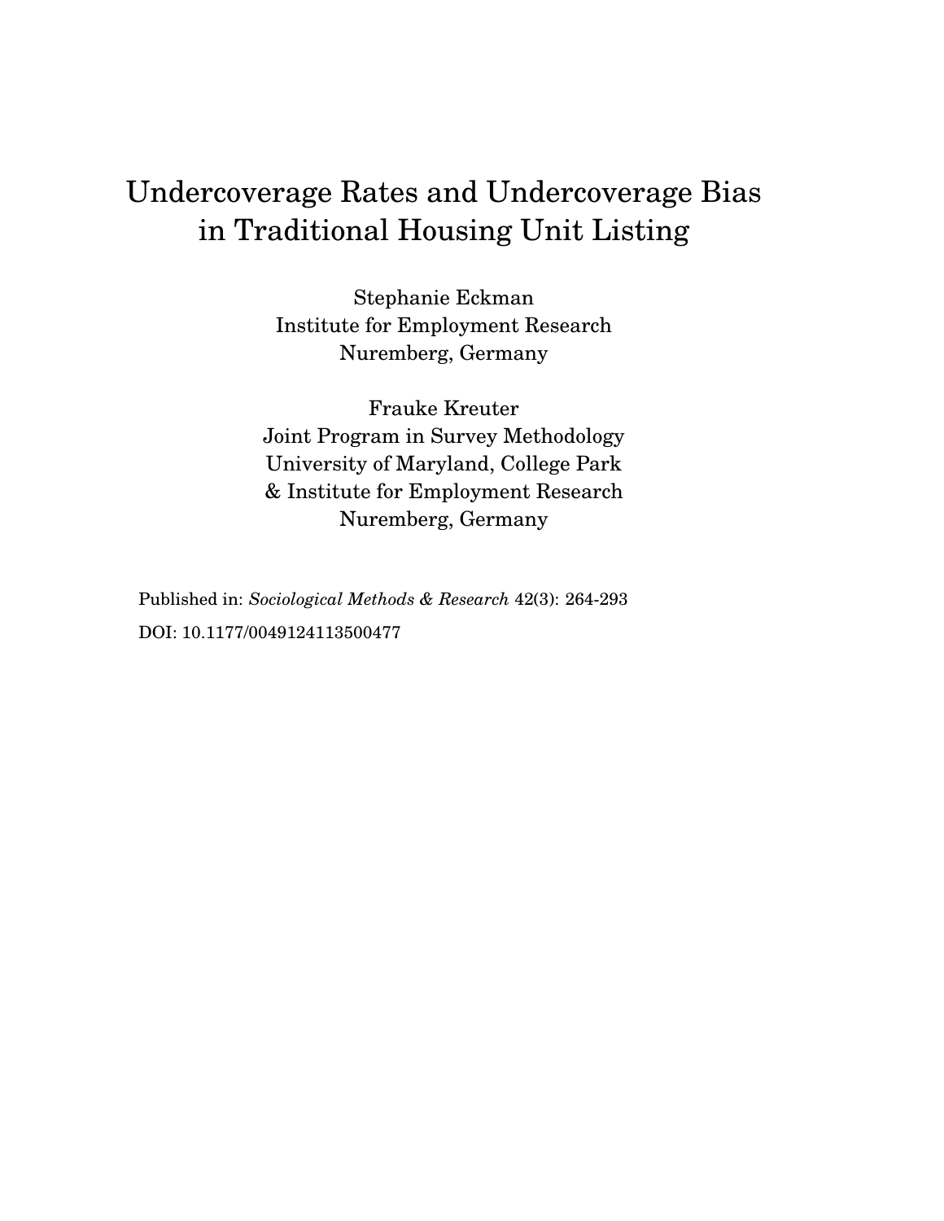# Undercoverage Rates and Undercoverage Bias in Traditional Housing Unit Listing

Stephanie Eckman
Institute for Employment Research
Nuremberg, Germany

Frauke Kreuter
Joint Program in Survey Methodology
University of Maryland, College Park
& Institute for Employment Research
Nuremberg, Germany

Published in: *Sociological Methods & Research* 42(3): 264-293

DOI: 10.1177/0049124113500477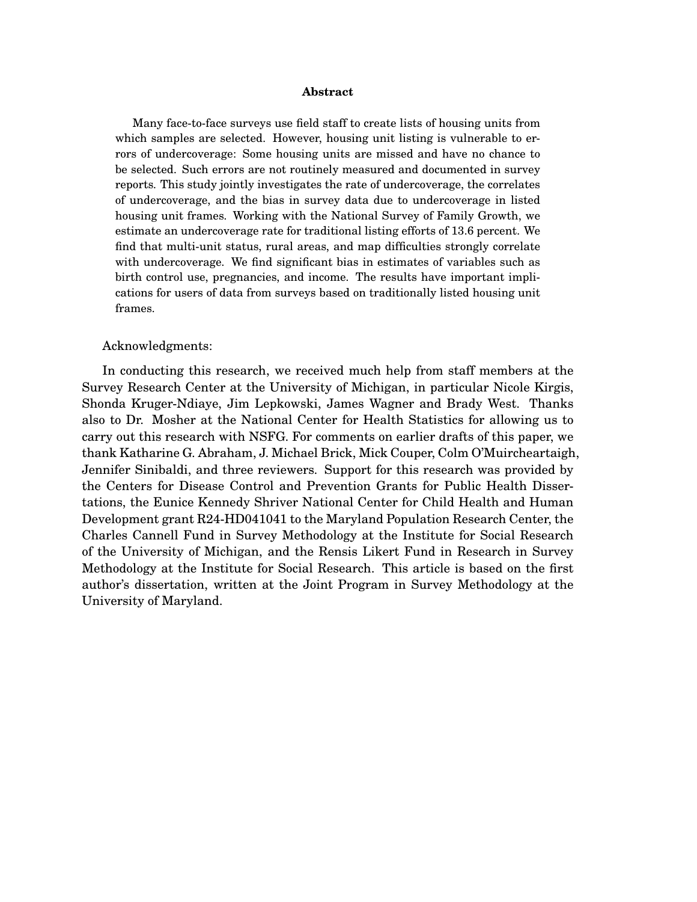## Abstract

Many face-to-face surveys use field staff to create lists of housing units from which samples are selected. However, housing unit listing is vulnerable to errors of undercoverage: Some housing units are missed and have no chance to be selected. Such errors are not routinely measured and documented in survey reports. This study jointly investigates the rate of undercoverage, the correlates of undercoverage, and the bias in survey data due to undercoverage in listed housing unit frames. Working with the National Survey of Family Growth, we estimate an undercoverage rate for traditional listing efforts of 13.6 percent. We find that multi-unit status, rural areas, and map difficulties strongly correlate with undercoverage. We find significant bias in estimates of variables such as birth control use, pregnancies, and income. The results have important implications for users of data from surveys based on traditionally listed housing unit frames.

Acknowledgments:

In conducting this research, we received much help from staff members at the Survey Research Center at the University of Michigan, in particular Nicole Kirgis, Shonda Kruger-Ndiaye, Jim Lepkowski, James Wagner and Brady West. Thanks also to Dr. Mosher at the National Center for Health Statistics for allowing us to carry out this research with NSFG. For comments on earlier drafts of this paper, we thank Katharine G. Abraham, J. Michael Brick, Mick Couper, Colm O'Muircheartaigh, Jennifer Sinibaldi, and three reviewers. Support for this research was provided by the Centers for Disease Control and Prevention Grants for Public Health Dissertations, the Eunice Kennedy Shriver National Center for Child Health and Human Development grant R24-HD041041 to the Maryland Population Research Center, the Charles Cannell Fund in Survey Methodology at the Institute for Social Research of the University of Michigan, and the Rensis Likert Fund in Research in Survey Methodology at the Institute for Social Research. This article is based on the first author's dissertation, written at the Joint Program in Survey Methodology at the University of Maryland.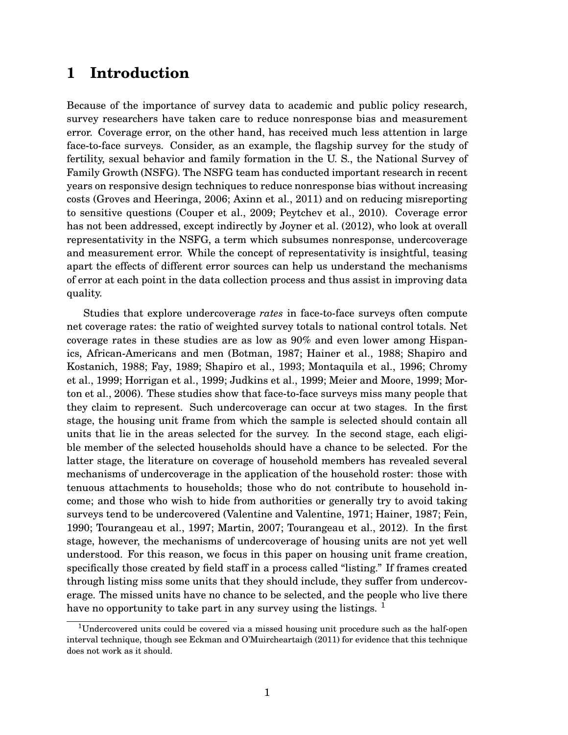# 1 Introduction

Because of the importance of survey data to academic and public policy research, survey researchers have taken care to reduce nonresponse bias and measurement error. Coverage error, on the other hand, has received much less attention in large face-to-face surveys. Consider, as an example, the flagship survey for the study of fertility, sexual behavior and family formation in the U. S., the National Survey of Family Growth (NSFG). The NSFG team has conducted important research in recent years on responsive design techniques to reduce nonresponse bias without increasing costs (Groves and Heeringa, 2006; Axinn et al., 2011) and on reducing misreporting to sensitive questions (Couper et al., 2009; Peytchev et al., 2010). Coverage error has not been addressed, except indirectly by Joyner et al. (2012), who look at overall representativity in the NSFG, a term which subsumes nonresponse, undercoverage and measurement error. While the concept of representativity is insightful, teasing apart the effects of different error sources can help us understand the mechanisms of error at each point in the data collection process and thus assist in improving data quality.

Studies that explore undercoverage *rates* in face-to-face surveys often compute net coverage rates: the ratio of weighted survey totals to national control totals. Net coverage rates in these studies are as low as 90% and even lower among Hispanics, African-Americans and men (Botman, 1987; Hainer et al., 1988; Shapiro and Kostanich, 1988; Fay, 1989; Shapiro et al., 1993; Montaquila et al., 1996; Chromy et al., 1999; Horrigan et al., 1999; Judkins et al., 1999; Meier and Moore, 1999; Morton et al., 2006). These studies show that face-to-face surveys miss many people that they claim to represent. Such undercoverage can occur at two stages. In the first stage, the housing unit frame from which the sample is selected should contain all units that lie in the areas selected for the survey. In the second stage, each eligible member of the selected households should have a chance to be selected. For the latter stage, the literature on coverage of household members has revealed several mechanisms of undercoverage in the application of the household roster: those with tenuous attachments to households; those who do not contribute to household income; and those who wish to hide from authorities or generally try to avoid taking surveys tend to be undercovered (Valentine and Valentine, 1971; Hainer, 1987; Fein, 1990; Tourangeau et al., 1997; Martin, 2007; Tourangeau et al., 2012). In the first stage, however, the mechanisms of undercoverage of housing units are not yet well understood. For this reason, we focus in this paper on housing unit frame creation, specifically those created by field staff in a process called "listing." If frames created through listing miss some units that they should include, they suffer from undercoverage. The missed units have no chance to be selected, and the people who live there have no opportunity to take part in any survey using the listings. [1]

[1] Undercovered units could be covered via a missed housing unit procedure such as the half-open interval technique, though see Eckman and O'Muircheartaigh (2011) for evidence that this technique does not work as it should.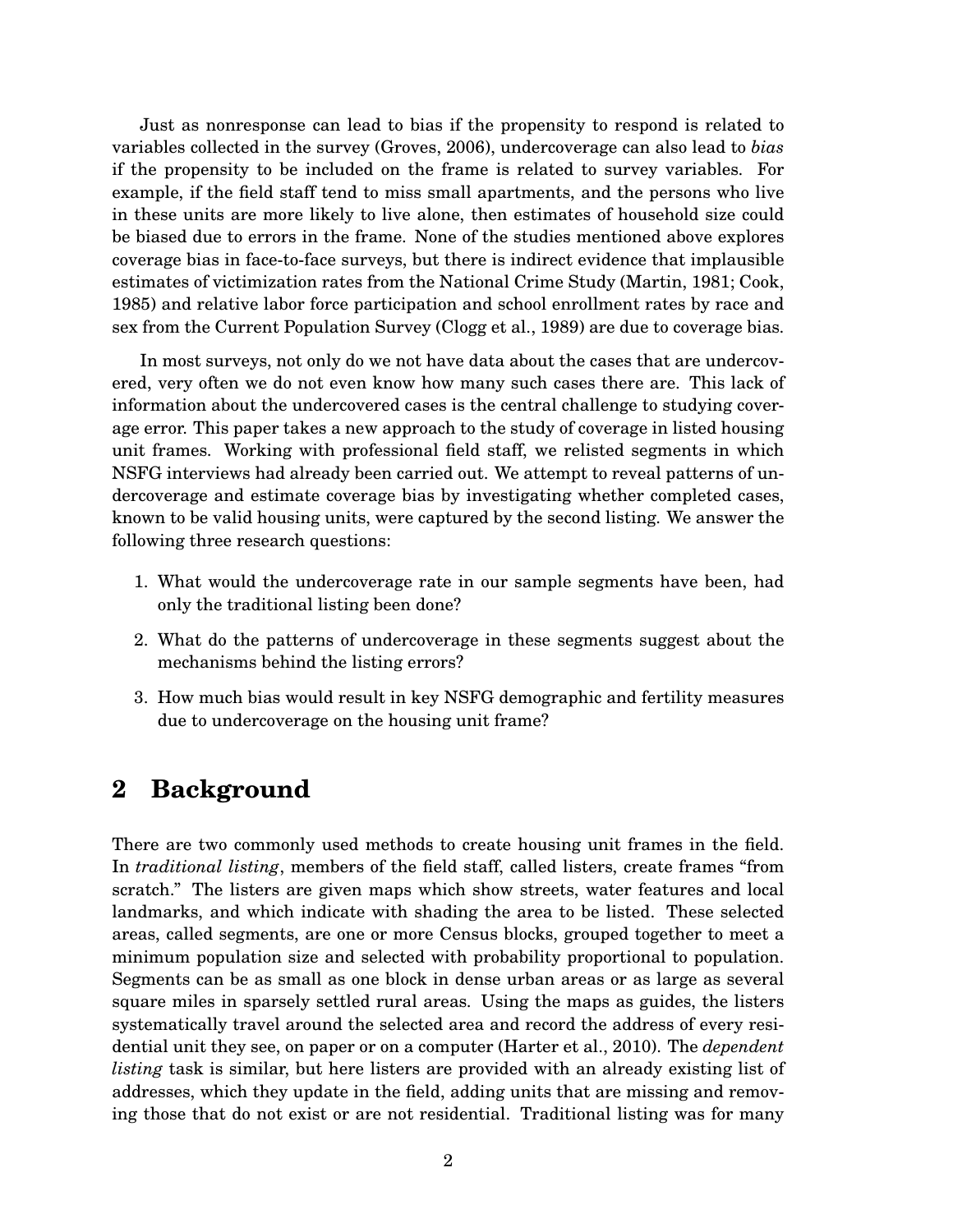Just as nonresponse can lead to bias if the propensity to respond is related to variables collected in the survey (Groves, 2006), undercoverage can also lead to *bias* if the propensity to be included on the frame is related to survey variables. For example, if the field staff tend to miss small apartments, and the persons who live in these units are more likely to live alone, then estimates of household size could be biased due to errors in the frame. None of the studies mentioned above explores coverage bias in face-to-face surveys, but there is indirect evidence that implausible estimates of victimization rates from the National Crime Study (Martin, 1981; Cook, 1985) and relative labor force participation and school enrollment rates by race and sex from the Current Population Survey (Clogg et al., 1989) are due to coverage bias.

In most surveys, not only do we not have data about the cases that are undercovered, very often we do not even know how many such cases there are. This lack of information about the undercovered cases is the central challenge to studying coverage error. This paper takes a new approach to the study of coverage in listed housing unit frames. Working with professional field staff, we relisted segments in which NSFG interviews had already been carried out. We attempt to reveal patterns of undercoverage and estimate coverage bias by investigating whether completed cases, known to be valid housing units, were captured by the second listing. We answer the following three research questions:

1. What would the undercoverage rate in our sample segments have been, had only the traditional listing been done?
2. What do the patterns of undercoverage in these segments suggest about the mechanisms behind the listing errors?
3. How much bias would result in key NSFG demographic and fertility measures due to undercoverage on the housing unit frame?

## 2 Background

There are two commonly used methods to create housing unit frames in the field. In *traditional listing*, members of the field staff, called listers, create frames "from scratch." The listers are given maps which show streets, water features and local landmarks, and which indicate with shading the area to be listed. These selected areas, called segments, are one or more Census blocks, grouped together to meet a minimum population size and selected with probability proportional to population. Segments can be as small as one block in dense urban areas or as large as several square miles in sparsely settled rural areas. Using the maps as guides, the listers systematically travel around the selected area and record the address of every residential unit they see, on paper or on a computer (Harter et al., 2010). The *dependent listing* task is similar, but here listers are provided with an already existing list of addresses, which they update in the field, adding units that are missing and removing those that do not exist or are not residential. Traditional listing was for many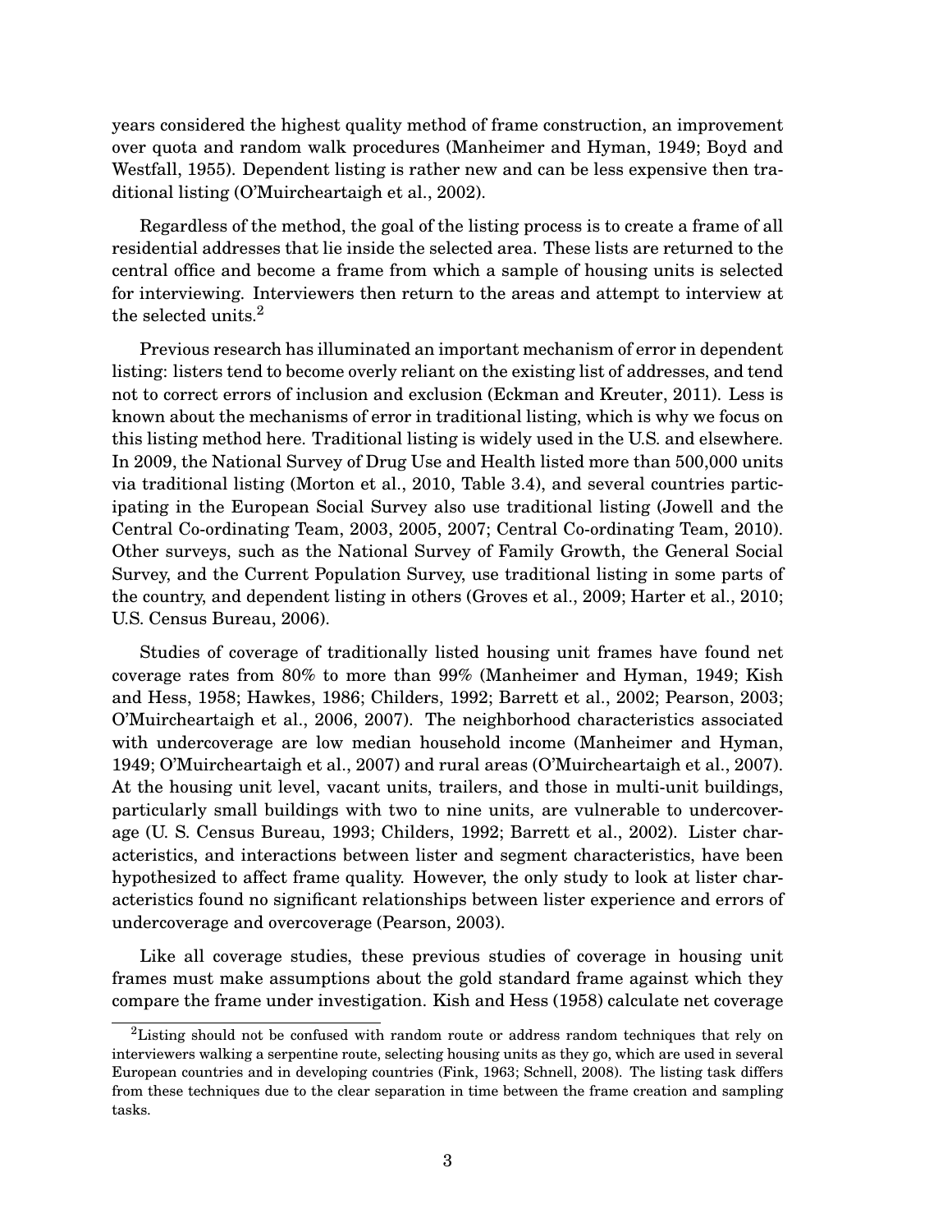years considered the highest quality method of frame construction, an improvement over quota and random walk procedures (Manheimer and Hyman, 1949; Boyd and Westfall, 1955). Dependent listing is rather new and can be less expensive then traditional listing (O'Muircheartaigh et al., 2002).

Regardless of the method, the goal of the listing process is to create a frame of all residential addresses that lie inside the selected area. These lists are returned to the central office and become a frame from which a sample of housing units is selected for interviewing. Interviewers then return to the areas and attempt to interview at the selected units.[2]

Previous research has illuminated an important mechanism of error in dependent listing: listers tend to become overly reliant on the existing list of addresses, and tend not to correct errors of inclusion and exclusion (Eckman and Kreuter, 2011). Less is known about the mechanisms of error in traditional listing, which is why we focus on this listing method here. Traditional listing is widely used in the U.S. and elsewhere. In 2009, the National Survey of Drug Use and Health listed more than 500,000 units via traditional listing (Morton et al., 2010, Table 3.4), and several countries participating in the European Social Survey also use traditional listing (Jowell and the Central Co-ordinating Team, 2003, 2005, 2007; Central Co-ordinating Team, 2010). Other surveys, such as the National Survey of Family Growth, the General Social Survey, and the Current Population Survey, use traditional listing in some parts of the country, and dependent listing in others (Groves et al., 2009; Harter et al., 2010; U.S. Census Bureau, 2006).

Studies of coverage of traditionally listed housing unit frames have found net coverage rates from 80% to more than 99% (Manheimer and Hyman, 1949; Kish and Hess, 1958; Hawkes, 1986; Childers, 1992; Barrett et al., 2002; Pearson, 2003; O'Muircheartaigh et al., 2006, 2007). The neighborhood characteristics associated with undercoverage are low median household income (Manheimer and Hyman, 1949; O'Muircheartaigh et al., 2007) and rural areas (O'Muircheartaigh et al., 2007). At the housing unit level, vacant units, trailers, and those in multi-unit buildings, particularly small buildings with two to nine units, are vulnerable to undercoverage (U. S. Census Bureau, 1993; Childers, 1992; Barrett et al., 2002). Lister characteristics, and interactions between lister and segment characteristics, have been hypothesized to affect frame quality. However, the only study to look at lister characteristics found no significant relationships between lister experience and errors of undercoverage and overcoverage (Pearson, 2003).

Like all coverage studies, these previous studies of coverage in housing unit frames must make assumptions about the gold standard frame against which they compare the frame under investigation. Kish and Hess (1958) calculate net coverage

[2] Listing should not be confused with random route or address random techniques that rely on interviewers walking a serpentine route, selecting housing units as they go, which are used in several European countries and in developing countries (Fink, 1963; Schnell, 2008). The listing task differs from these techniques due to the clear separation in time between the frame creation and sampling tasks.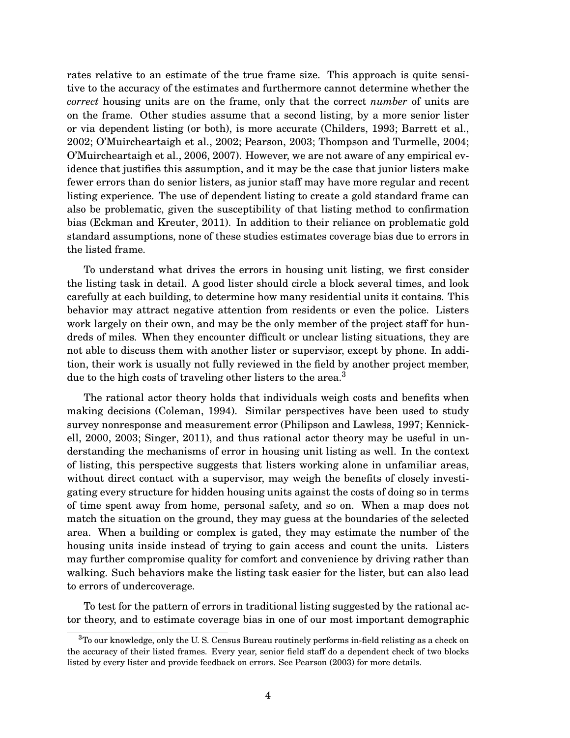rates relative to an estimate of the true frame size. This approach is quite sensitive to the accuracy of the estimates and furthermore cannot determine whether the *correct* housing units are on the frame, only that the correct *number* of units are on the frame. Other studies assume that a second listing, by a more senior lister or via dependent listing (or both), is more accurate (Childers, 1993; Barrett et al., 2002; O'Muircheartaigh et al., 2002; Pearson, 2003; Thompson and Turmelle, 2004; O'Muircheartaigh et al., 2006, 2007). However, we are not aware of any empirical evidence that justifies this assumption, and it may be the case that junior listers make fewer errors than do senior listers, as junior staff may have more regular and recent listing experience. The use of dependent listing to create a gold standard frame can also be problematic, given the susceptibility of that listing method to confirmation bias (Eckman and Kreuter, 2011). In addition to their reliance on problematic gold standard assumptions, none of these studies estimates coverage bias due to errors in the listed frame.

To understand what drives the errors in housing unit listing, we first consider the listing task in detail. A good lister should circle a block several times, and look carefully at each building, to determine how many residential units it contains. This behavior may attract negative attention from residents or even the police. Listers work largely on their own, and may be the only member of the project staff for hundreds of miles. When they encounter difficult or unclear listing situations, they are not able to discuss them with another lister or supervisor, except by phone. In addition, their work is usually not fully reviewed in the field by another project member, due to the high costs of traveling other listers to the area.[3]

The rational actor theory holds that individuals weigh costs and benefits when making decisions (Coleman, 1994). Similar perspectives have been used to study survey nonresponse and measurement error (Philipson and Lawless, 1997; Kennickell, 2000, 2003; Singer, 2011), and thus rational actor theory may be useful in understanding the mechanisms of error in housing unit listing as well. In the context of listing, this perspective suggests that listers working alone in unfamiliar areas, without direct contact with a supervisor, may weigh the benefits of closely investigating every structure for hidden housing units against the costs of doing so in terms of time spent away from home, personal safety, and so on. When a map does not match the situation on the ground, they may guess at the boundaries of the selected area. When a building or complex is gated, they may estimate the number of the housing units inside instead of trying to gain access and count the units. Listers may further compromise quality for comfort and convenience by driving rather than walking. Such behaviors make the listing task easier for the lister, but can also lead to errors of undercoverage.

To test for the pattern of errors in traditional listing suggested by the rational actor theory, and to estimate coverage bias in one of our most important demographic

[3] To our knowledge, only the U. S. Census Bureau routinely performs in-field relisting as a check on the accuracy of their listed frames. Every year, senior field staff do a dependent check of two blocks listed by every lister and provide feedback on errors. See Pearson (2003) for more details.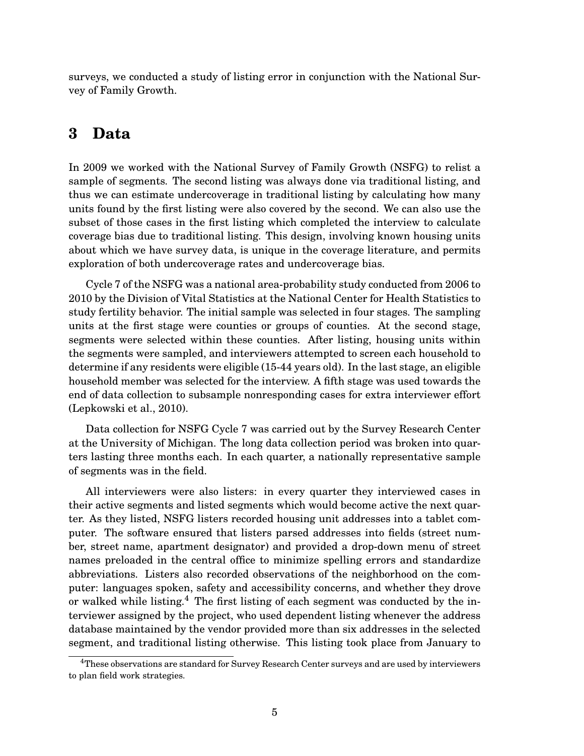surveys, we conducted a study of listing error in conjunction with the National Survey of Family Growth.

# 3 Data

In 2009 we worked with the National Survey of Family Growth (NSFG) to relist a sample of segments. The second listing was always done via traditional listing, and thus we can estimate undercoverage in traditional listing by calculating how many units found by the first listing were also covered by the second. We can also use the subset of those cases in the first listing which completed the interview to calculate coverage bias due to traditional listing. This design, involving known housing units about which we have survey data, is unique in the coverage literature, and permits exploration of both undercoverage rates and undercoverage bias.

Cycle 7 of the NSFG was a national area-probability study conducted from 2006 to 2010 by the Division of Vital Statistics at the National Center for Health Statistics to study fertility behavior. The initial sample was selected in four stages. The sampling units at the first stage were counties or groups of counties. At the second stage, segments were selected within these counties. After listing, housing units within the segments were sampled, and interviewers attempted to screen each household to determine if any residents were eligible (15-44 years old). In the last stage, an eligible household member was selected for the interview. A fifth stage was used towards the end of data collection to subsample nonresponding cases for extra interviewer effort (Lepkowski et al., 2010).

Data collection for NSFG Cycle 7 was carried out by the Survey Research Center at the University of Michigan. The long data collection period was broken into quarters lasting three months each. In each quarter, a nationally representative sample of segments was in the field.

All interviewers were also listers: in every quarter they interviewed cases in their active segments and listed segments which would become active the next quarter. As they listed, NSFG listers recorded housing unit addresses into a tablet computer. The software ensured that listers parsed addresses into fields (street number, street name, apartment designator) and provided a drop-down menu of street names preloaded in the central office to minimize spelling errors and standardize abbreviations. Listers also recorded observations of the neighborhood on the computer: languages spoken, safety and accessibility concerns, and whether they drove or walked while listing.[4] The first listing of each segment was conducted by the interviewer assigned by the project, who used dependent listing whenever the address database maintained by the vendor provided more than six addresses in the selected segment, and traditional listing otherwise. This listing took place from January to

[4]These observations are standard for Survey Research Center surveys and are used by interviewers to plan field work strategies.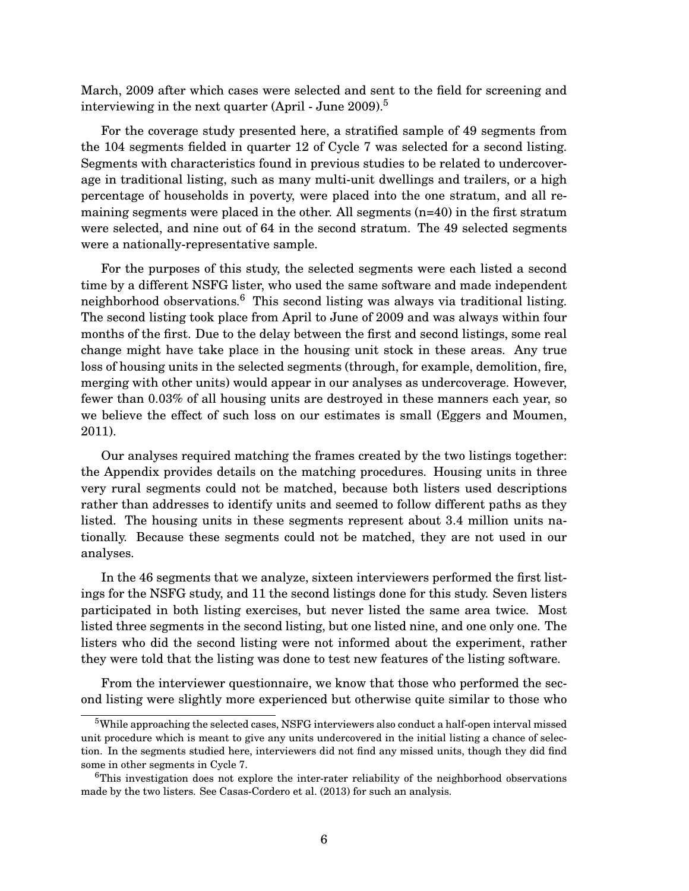March, 2009 after which cases were selected and sent to the field for screening and interviewing in the next quarter (April - June 2009).[5]

For the coverage study presented here, a stratified sample of 49 segments from the 104 segments fielded in quarter 12 of Cycle 7 was selected for a second listing. Segments with characteristics found in previous studies to be related to undercoverage in traditional listing, such as many multi-unit dwellings and trailers, or a high percentage of households in poverty, were placed into the one stratum, and all remaining segments were placed in the other. All segments (n=40) in the first stratum were selected, and nine out of 64 in the second stratum. The 49 selected segments were a nationally-representative sample.

For the purposes of this study, the selected segments were each listed a second time by a different NSFG lister, who used the same software and made independent neighborhood observations.[6] This second listing was always via traditional listing. The second listing took place from April to June of 2009 and was always within four months of the first. Due to the delay between the first and second listings, some real change might have take place in the housing unit stock in these areas. Any true loss of housing units in the selected segments (through, for example, demolition, fire, merging with other units) would appear in our analyses as undercoverage. However, fewer than 0.03% of all housing units are destroyed in these manners each year, so we believe the effect of such loss on our estimates is small (Eggers and Moumen, 2011).

Our analyses required matching the frames created by the two listings together: the Appendix provides details on the matching procedures. Housing units in three very rural segments could not be matched, because both listers used descriptions rather than addresses to identify units and seemed to follow different paths as they listed. The housing units in these segments represent about 3.4 million units nationally. Because these segments could not be matched, they are not used in our analyses.

In the 46 segments that we analyze, sixteen interviewers performed the first listings for the NSFG study, and 11 the second listings done for this study. Seven listers participated in both listing exercises, but never listed the same area twice. Most listed three segments in the second listing, but one listed nine, and one only one. The listers who did the second listing were not informed about the experiment, rather they were told that the listing was done to test new features of the listing software.

From the interviewer questionnaire, we know that those who performed the second listing were slightly more experienced but otherwise quite similar to those who

---

[5] While approaching the selected cases, NSFG interviewers also conduct a half-open interval missed unit procedure which is meant to give any units undercovered in the initial listing a chance of selection. In the segments studied here, interviewers did not find any missed units, though they did find some in other segments in Cycle 7.

[6] This investigation does not explore the inter-rater reliability of the neighborhood observations made by the two listers. See Casas-Cordero et al. (2013) for such an analysis.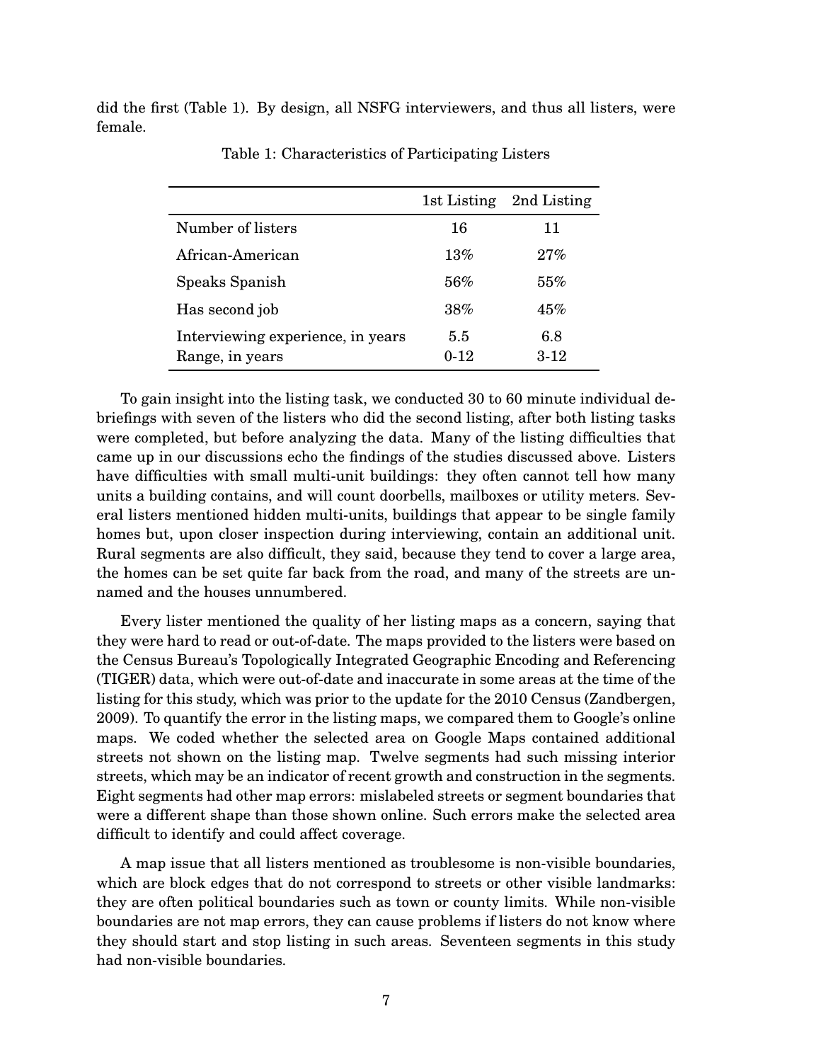did the first (Table 1). By design, all NSFG interviewers, and thus all listers, were female.

Table 1: Characteristics of Participating Listers

| | 1st Listing | 2nd Listing |
|---|---|---|
| Number of listers | 16 | 11 |
| African-American | 13% | 27% |
| Speaks Spanish | 56% | 55% |
| Has second job | 38% | 45% |
| Interviewing experience, in years | 5.5 | 6.8 |
| Range, in years | 0-12 | 3-12 |

To gain insight into the listing task, we conducted 30 to 60 minute individual debriefings with seven of the listers who did the second listing, after both listing tasks were completed, but before analyzing the data. Many of the listing difficulties that came up in our discussions echo the findings of the studies discussed above. Listers have difficulties with small multi-unit buildings: they often cannot tell how many units a building contains, and will count doorbells, mailboxes or utility meters. Several listers mentioned hidden multi-units, buildings that appear to be single family homes but, upon closer inspection during interviewing, contain an additional unit. Rural segments are also difficult, they said, because they tend to cover a large area, the homes can be set quite far back from the road, and many of the streets are unnamed and the houses unnumbered.

Every lister mentioned the quality of her listing maps as a concern, saying that they were hard to read or out-of-date. The maps provided to the listers were based on the Census Bureau's Topologically Integrated Geographic Encoding and Referencing (TIGER) data, which were out-of-date and inaccurate in some areas at the time of the listing for this study, which was prior to the update for the 2010 Census (Zandbergen, 2009). To quantify the error in the listing maps, we compared them to Google's online maps. We coded whether the selected area on Google Maps contained additional streets not shown on the listing map. Twelve segments had such missing interior streets, which may be an indicator of recent growth and construction in the segments. Eight segments had other map errors: mislabeled streets or segment boundaries that were a different shape than those shown online. Such errors make the selected area difficult to identify and could affect coverage.

A map issue that all listers mentioned as troublesome is non-visible boundaries, which are block edges that do not correspond to streets or other visible landmarks: they are often political boundaries such as town or county limits. While non-visible boundaries are not map errors, they can cause problems if listers do not know where they should start and stop listing in such areas. Seventeen segments in this study had non-visible boundaries.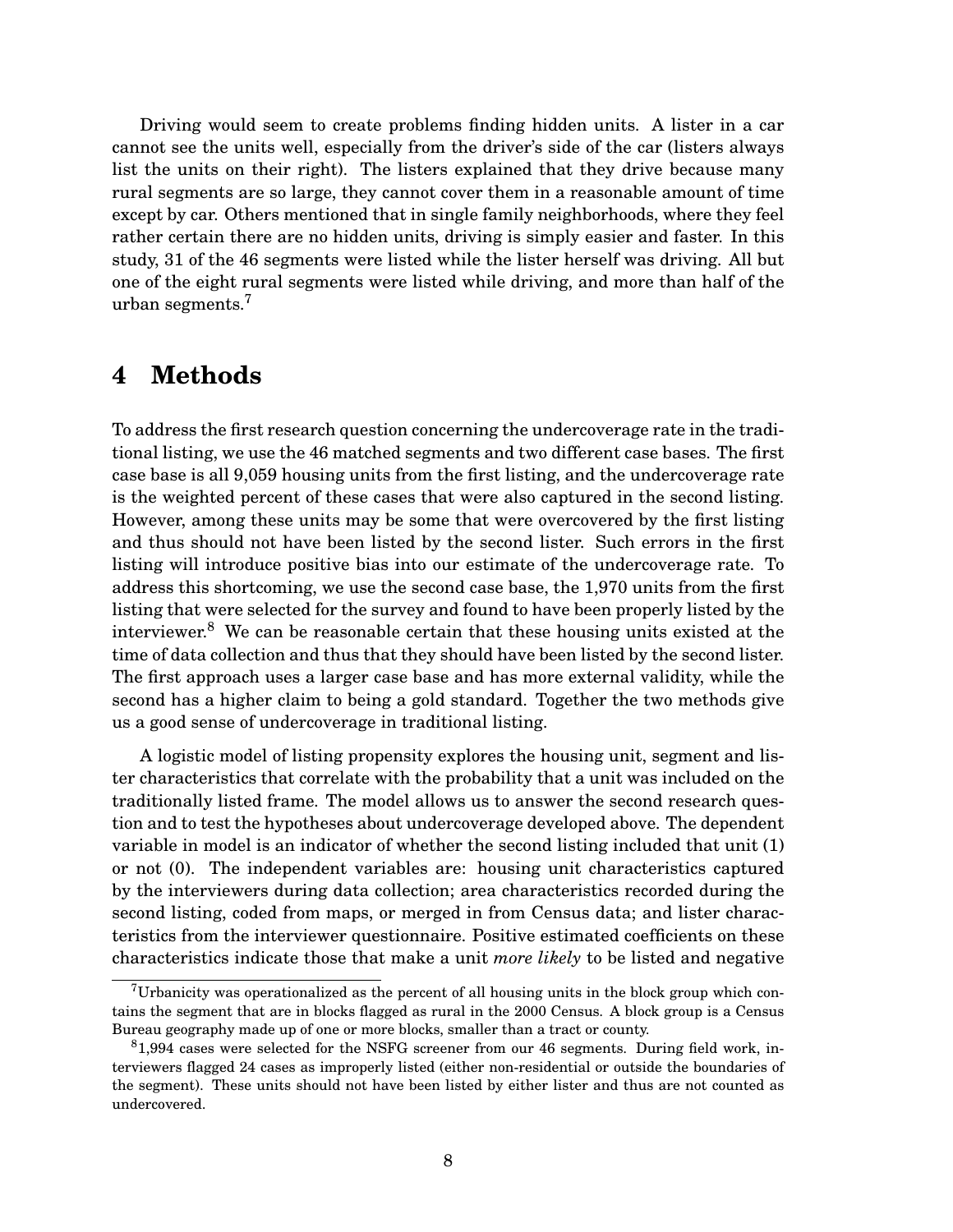Driving would seem to create problems finding hidden units. A lister in a car cannot see the units well, especially from the driver's side of the car (listers always list the units on their right). The listers explained that they drive because many rural segments are so large, they cannot cover them in a reasonable amount of time except by car. Others mentioned that in single family neighborhoods, where they feel rather certain there are no hidden units, driving is simply easier and faster. In this study, 31 of the 46 segments were listed while the lister herself was driving. All but one of the eight rural segments were listed while driving, and more than half of the urban segments.[7]

# 4 Methods

To address the first research question concerning the undercoverage rate in the traditional listing, we use the 46 matched segments and two different case bases. The first case base is all 9,059 housing units from the first listing, and the undercoverage rate is the weighted percent of these cases that were also captured in the second listing. However, among these units may be some that were overcovered by the first listing and thus should not have been listed by the second lister. Such errors in the first listing will introduce positive bias into our estimate of the undercoverage rate. To address this shortcoming, we use the second case base, the 1,970 units from the first listing that were selected for the survey and found to have been properly listed by the interviewer.[8] We can be reasonable certain that these housing units existed at the time of data collection and thus that they should have been listed by the second lister. The first approach uses a larger case base and has more external validity, while the second has a higher claim to being a gold standard. Together the two methods give us a good sense of undercoverage in traditional listing.

A logistic model of listing propensity explores the housing unit, segment and lister characteristics that correlate with the probability that a unit was included on the traditionally listed frame. The model allows us to answer the second research question and to test the hypotheses about undercoverage developed above. The dependent variable in model is an indicator of whether the second listing included that unit (1) or not (0). The independent variables are: housing unit characteristics captured by the interviewers during data collection; area characteristics recorded during the second listing, coded from maps, or merged in from Census data; and lister characteristics from the interviewer questionnaire. Positive estimated coefficients on these characteristics indicate those that make a unit *more likely* to be listed and negative

[7] Urbanicity was operationalized as the percent of all housing units in the block group which contains the segment that are in blocks flagged as rural in the 2000 Census. A block group is a Census Bureau geography made up of one or more blocks, smaller than a tract or county.

[8] 1,994 cases were selected for the NSFG screener from our 46 segments. During field work, interviewers flagged 24 cases as improperly listed (either non-residential or outside the boundaries of the segment). These units should not have been listed by either lister and thus are not counted as undercovered.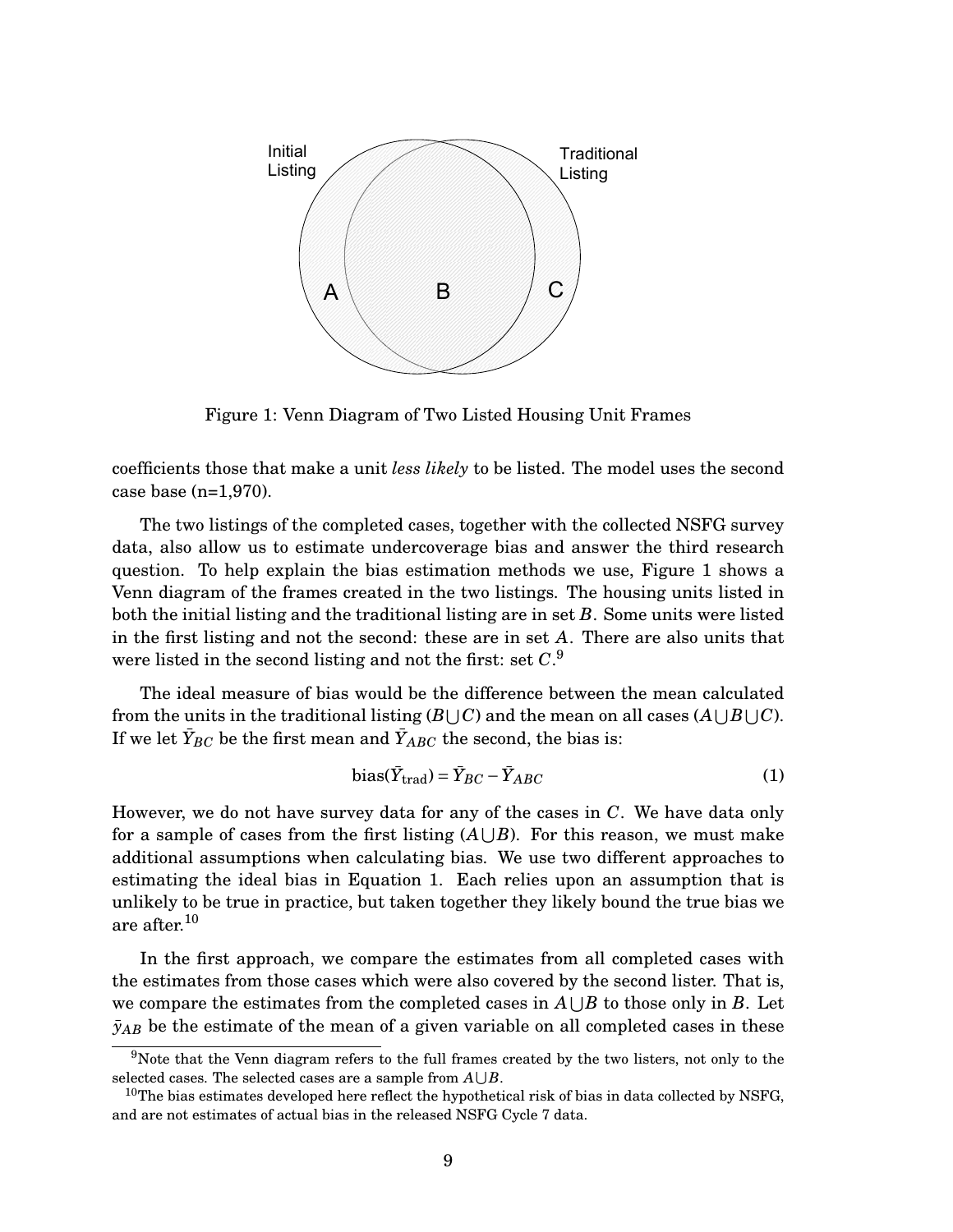Figure 1: Venn Diagram of Two Listed Housing Unit Frames

coefficients those that make a unit *less likely* to be listed. The model uses the second case base (n=1,970).

The two listings of the completed cases, together with the collected NSFG survey data, also allow us to estimate undercoverage bias and answer the third research question. To help explain the bias estimation methods we use, Figure 1 shows a Venn diagram of the frames created in the two listings. The housing units listed in both the initial listing and the traditional listing are in set $B$. Some units were listed in the first listing and not the second: these are in set $A$. There are also units that were listed in the second listing and not the first: set $C$.[9]

The ideal measure of bias would be the difference between the mean calculated from the units in the traditional listing ($B \bigcup C$) and the mean on all cases ($A \bigcup B \bigcup C$). If we let $\bar{Y}_{BC}$ be the first mean and $\bar{Y}_{ABC}$ the second, the bias is:

$$\text{bias}(\bar{Y}_{\text{trad}}) = \bar{Y}_{BC} - \bar{Y}_{ABC} \tag{1}$$

However, we do not have survey data for any of the cases in $C$. We have data only for a sample of cases from the first listing ($A \bigcup B$). For this reason, we must make additional assumptions when calculating bias. We use two different approaches to estimating the ideal bias in Equation 1. Each relies upon an assumption that is unlikely to be true in practice, but taken together they likely bound the true bias we are after.[10]

In the first approach, we compare the estimates from all completed cases with the estimates from those cases which were also covered by the second lister. That is, we compare the estimates from the completed cases in $A \bigcup B$ to those only in $B$. Let $\bar{y}_{AB}$ be the estimate of the mean of a given variable on all completed cases in these

[9] Note that the Venn diagram refers to the full frames created by the two listers, not only to the selected cases. The selected cases are a sample from $A \bigcup B$.

[10] The bias estimates developed here reflect the hypothetical risk of bias in data collected by NSFG, and are not estimates of actual bias in the released NSFG Cycle 7 data.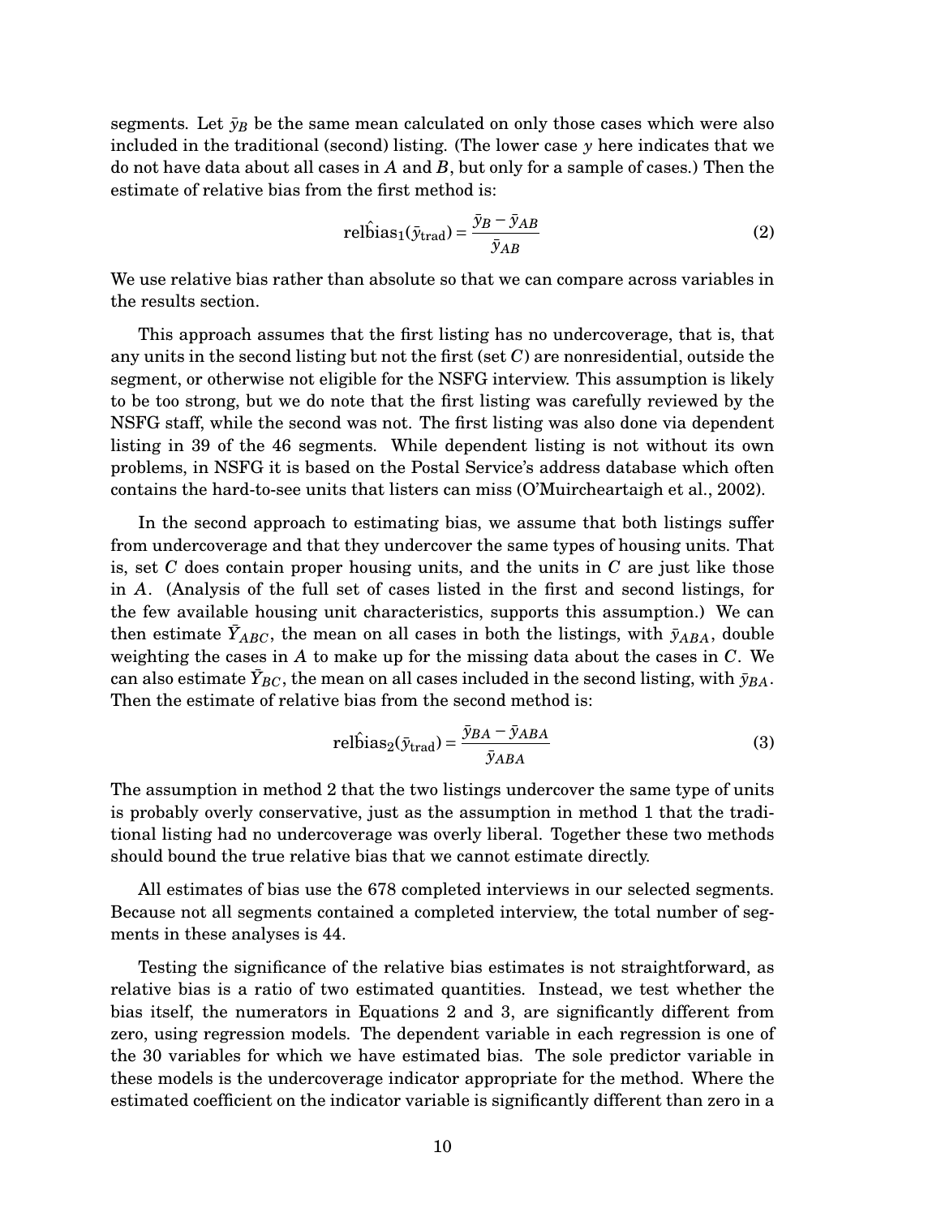segments. Let $\bar{y}_B$ be the same mean calculated on only those cases which were also included in the traditional (second) listing. (The lower case $y$ here indicates that we do not have data about all cases in $A$ and $B$, but only for a sample of cases.) Then the estimate of relative bias from the first method is:

$$\hat{\text{relbias}}_1(\bar{y}_{\text{trad}}) = \frac{\bar{y}_B - \bar{y}_{AB}}{\bar{y}_{AB}} \tag{2}$$

We use relative bias rather than absolute so that we can compare across variables in the results section.

This approach assumes that the first listing has no undercoverage, that is, that any units in the second listing but not the first (set $C$) are nonresidential, outside the segment, or otherwise not eligible for the NSFG interview. This assumption is likely to be too strong, but we do note that the first listing was carefully reviewed by the NSFG staff, while the second was not. The first listing was also done via dependent listing in 39 of the 46 segments. While dependent listing is not without its own problems, in NSFG it is based on the Postal Service's address database which often contains the hard-to-see units that listers can miss (O'Muircheartaigh et al., 2002).

In the second approach to estimating bias, we assume that both listings suffer from undercoverage and that they undercover the same types of housing units. That is, set $C$ does contain proper housing units, and the units in $C$ are just like those in $A$. (Analysis of the full set of cases listed in the first and second listings, for the few available housing unit characteristics, supports this assumption.) We can then estimate $\bar{Y}_{ABC}$, the mean on all cases in both the listings, with $\bar{y}_{ABA}$, double weighting the cases in $A$ to make up for the missing data about the cases in $C$. We can also estimate $\bar{Y}_{BC}$, the mean on all cases included in the second listing, with $\bar{y}_{BA}$. Then the estimate of relative bias from the second method is:

$$\hat{\text{relbias}}_2(\bar{y}_{\text{trad}}) = \frac{\bar{y}_{BA} - \bar{y}_{ABA}}{\bar{y}_{ABA}} \tag{3}$$

The assumption in method 2 that the two listings undercover the same type of units is probably overly conservative, just as the assumption in method 1 that the traditional listing had no undercoverage was overly liberal. Together these two methods should bound the true relative bias that we cannot estimate directly.

All estimates of bias use the 678 completed interviews in our selected segments. Because not all segments contained a completed interview, the total number of segments in these analyses is 44.

Testing the significance of the relative bias estimates is not straightforward, as relative bias is a ratio of two estimated quantities. Instead, we test whether the bias itself, the numerators in Equations 2 and 3, are significantly different from zero, using regression models. The dependent variable in each regression is one of the 30 variables for which we have estimated bias. The sole predictor variable in these models is the undercoverage indicator appropriate for the method. Where the estimated coefficient on the indicator variable is significantly different than zero in a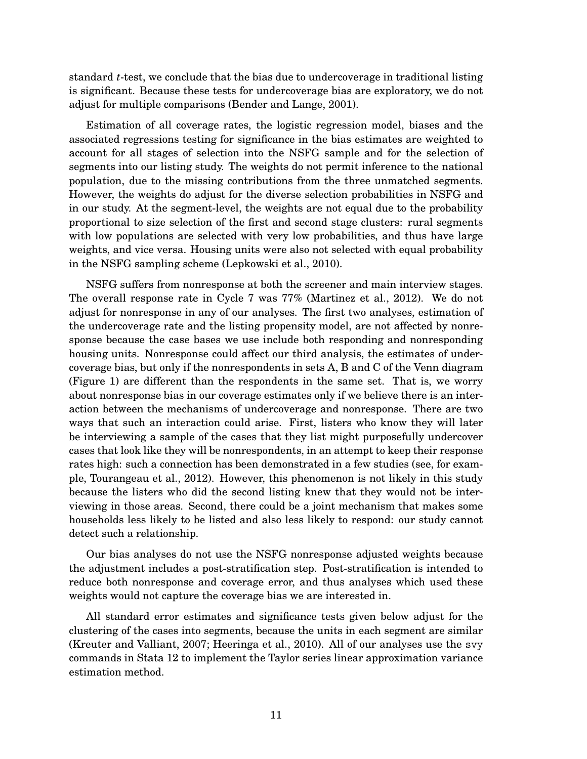standard $t$-test, we conclude that the bias due to undercoverage in traditional listing is significant. Because these tests for undercoverage bias are exploratory, we do not adjust for multiple comparisons (Bender and Lange, 2001).

Estimation of all coverage rates, the logistic regression model, biases and the associated regressions testing for significance in the bias estimates are weighted to account for all stages of selection into the NSFG sample and for the selection of segments into our listing study. The weights do not permit inference to the national population, due to the missing contributions from the three unmatched segments. However, the weights do adjust for the diverse selection probabilities in NSFG and in our study. At the segment-level, the weights are not equal due to the probability proportional to size selection of the first and second stage clusters: rural segments with low populations are selected with very low probabilities, and thus have large weights, and vice versa. Housing units were also not selected with equal probability in the NSFG sampling scheme (Lepkowski et al., 2010).

NSFG suffers from nonresponse at both the screener and main interview stages. The overall response rate in Cycle 7 was 77% (Martinez et al., 2012). We do not adjust for nonresponse in any of our analyses. The first two analyses, estimation of the undercoverage rate and the listing propensity model, are not affected by nonresponse because the case bases we use include both responding and nonresponding housing units. Nonresponse could affect our third analysis, the estimates of undercoverage bias, but only if the nonrespondents in sets A, B and C of the Venn diagram (Figure 1) are different than the respondents in the same set. That is, we worry about nonresponse bias in our coverage estimates only if we believe there is an interaction between the mechanisms of undercoverage and nonresponse. There are two ways that such an interaction could arise. First, listers who know they will later be interviewing a sample of the cases that they list might purposefully undercover cases that look like they will be nonrespondents, in an attempt to keep their response rates high: such a connection has been demonstrated in a few studies (see, for example, Tourangeau et al., 2012). However, this phenomenon is not likely in this study because the listers who did the second listing knew that they would not be interviewing in those areas. Second, there could be a joint mechanism that makes some households less likely to be listed and also less likely to respond: our study cannot detect such a relationship.

Our bias analyses do not use the NSFG nonresponse adjusted weights because the adjustment includes a post-stratification step. Post-stratification is intended to reduce both nonresponse and coverage error, and thus analyses which used these weights would not capture the coverage bias we are interested in.

All standard error estimates and significance tests given below adjust for the clustering of the cases into segments, because the units in each segment are similar (Kreuter and Valliant, 2007; Heeringa et al., 2010). All of our analyses use the svy commands in Stata 12 to implement the Taylor series linear approximation variance estimation method.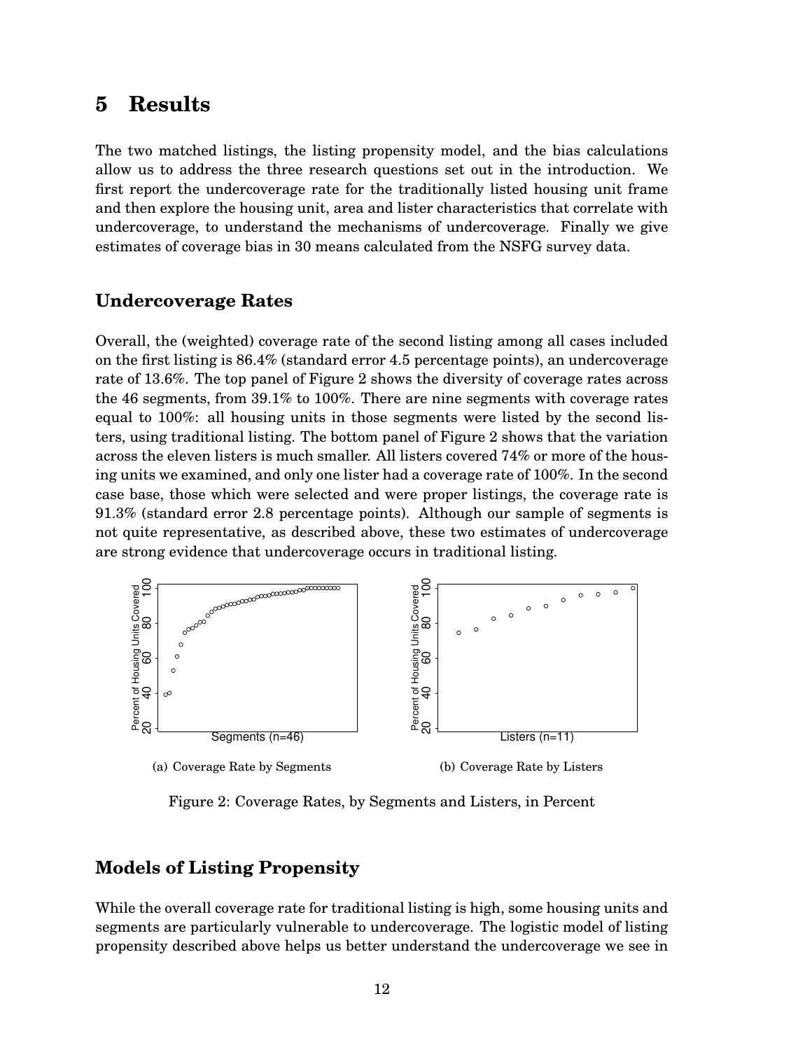## 5 Results

The two matched listings, the listing propensity model, and the bias calculations allow us to address the three research questions set out in the introduction. We first report the undercoverage rate for the traditionally listed housing unit frame and then explore the housing unit, area and lister characteristics that correlate with undercoverage, to understand the mechanisms of undercoverage. Finally we give estimates of coverage bias in 30 means calculated from the NSFG survey data.

### Undercoverage Rates

Overall, the (weighted) coverage rate of the second listing among all cases included on the first listing is 86.4% (standard error 4.5 percentage points), an undercoverage rate of 13.6%. The top panel of Figure 2 shows the diversity of coverage rates across the 46 segments, from 39.1% to 100%. There are nine segments with coverage rates equal to 100%: all housing units in those segments were listed by the second listers, using traditional listing. The bottom panel of Figure 2 shows that the variation across the eleven listers is much smaller. All listers covered 74% or more of the housing units we examined, and only one lister had a coverage rate of 100%. In the second case base, those which were selected and were proper listings, the coverage rate is 91.3% (standard error 2.8 percentage points). Although our sample of segments is not quite representative, as described above, these two estimates of undercoverage are strong evidence that undercoverage occurs in traditional listing.

(a) Coverage Rate by Segments

(b) Coverage Rate by Listers

Figure 2: Coverage Rates, by Segments and Listers, in Percent

### Models of Listing Propensity

While the overall coverage rate for traditional listing is high, some housing units and segments are particularly vulnerable to undercoverage. The logistic model of listing propensity described above helps us better understand the undercoverage we see in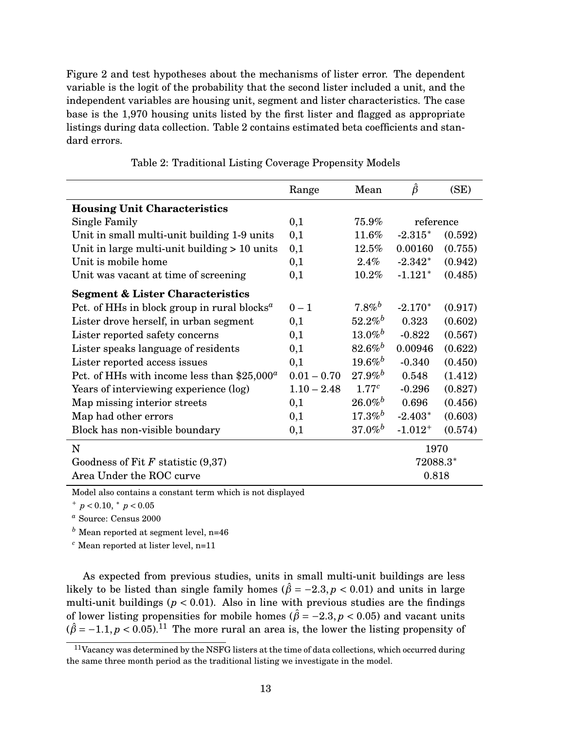Figure 2 and test hypotheses about the mechanisms of lister error. The dependent variable is the logit of the probability that the second lister included a unit, and the independent variables are housing unit, segment and lister characteristics. The case base is the 1,970 housing units listed by the first lister and flagged as appropriate listings during data collection. Table 2 contains estimated beta coefficients and standard errors.

Table 2: Traditional Listing Coverage Propensity Models

| | Range | Mean | $\hat{\beta}$ | (SE) |
|---|---|---|---|---|
| **Housing Unit Characteristics** | | | | |
| Single Family | 0,1 | 75.9% | reference | |
| Unit in small multi-unit building 1-9 units | 0,1 | 11.6% | -2.315* | (0.592) |
| Unit in large multi-unit building > 10 units | 0,1 | 12.5% | 0.00160 | (0.755) |
| Unit is mobile home | 0,1 | 2.4% | -2.342* | (0.942) |
| Unit was vacant at time of screening | 0,1 | 10.2% | -1.121* | (0.485) |
| **Segment & Lister Characteristics** | | | | |
| Pct. of HHs in block group in rural blocks[a] | 0 – 1 | 7.8%[b] | -2.170* | (0.917) |
| Lister drove herself, in urban segment | 0,1 | 52.2%[b] | 0.323 | (0.602) |
| Lister reported safety concerns | 0,1 | 13.0%[b] | -0.822 | (0.567) |
| Lister speaks language of residents | 0,1 | 82.6%[b] | 0.00946 | (0.622) |
| Lister reported access issues | 0,1 | 19.6%[b] | -0.340 | (0.450) |
| Pct. of HHs with income less than $25,000[a] | 0.01 – 0.70 | 27.9%[b] | 0.548 | (1.412) |
| Years of interviewing experience (log) | 1.10 – 2.48 | 1.77[c] | -0.296 | (0.827) |
| Map missing interior streets | 0,1 | 26.0%[b] | 0.696 | (0.456) |
| Map had other errors | 0,1 | 17.3%[b] | -2.403* | (0.603) |
| Block has non-visible boundary | 0,1 | 37.0%[b] | -1.012+ | (0.574) |
| N | | | 1970 | |
| Goodness of Fit $F$ statistic (9,37) | | | 72088.3* | |
| Area Under the ROC curve | | | 0.818 | |

Model also contains a constant term which is not displayed

+ $p < 0.10$, * $p < 0.05$

[a] Source: Census 2000

[b] Mean reported at segment level, n=46

[c] Mean reported at lister level, n=11

As expected from previous studies, units in small multi-unit buildings are less likely to be listed than single family homes ($\hat{\beta} = -2.3, p < 0.01$) and units in large multi-unit buildings ($p < 0.01$). Also in line with previous studies are the findings of lower listing propensities for mobile homes ($\hat{\beta} = -2.3, p < 0.05$) and vacant units ($\hat{\beta} = -1.1, p < 0.05$).[11] The more rural an area is, the lower the listing propensity of

[11] Vacancy was determined by the NSFG listers at the time of data collections, which occurred during the same three month period as the traditional listing we investigate in the model.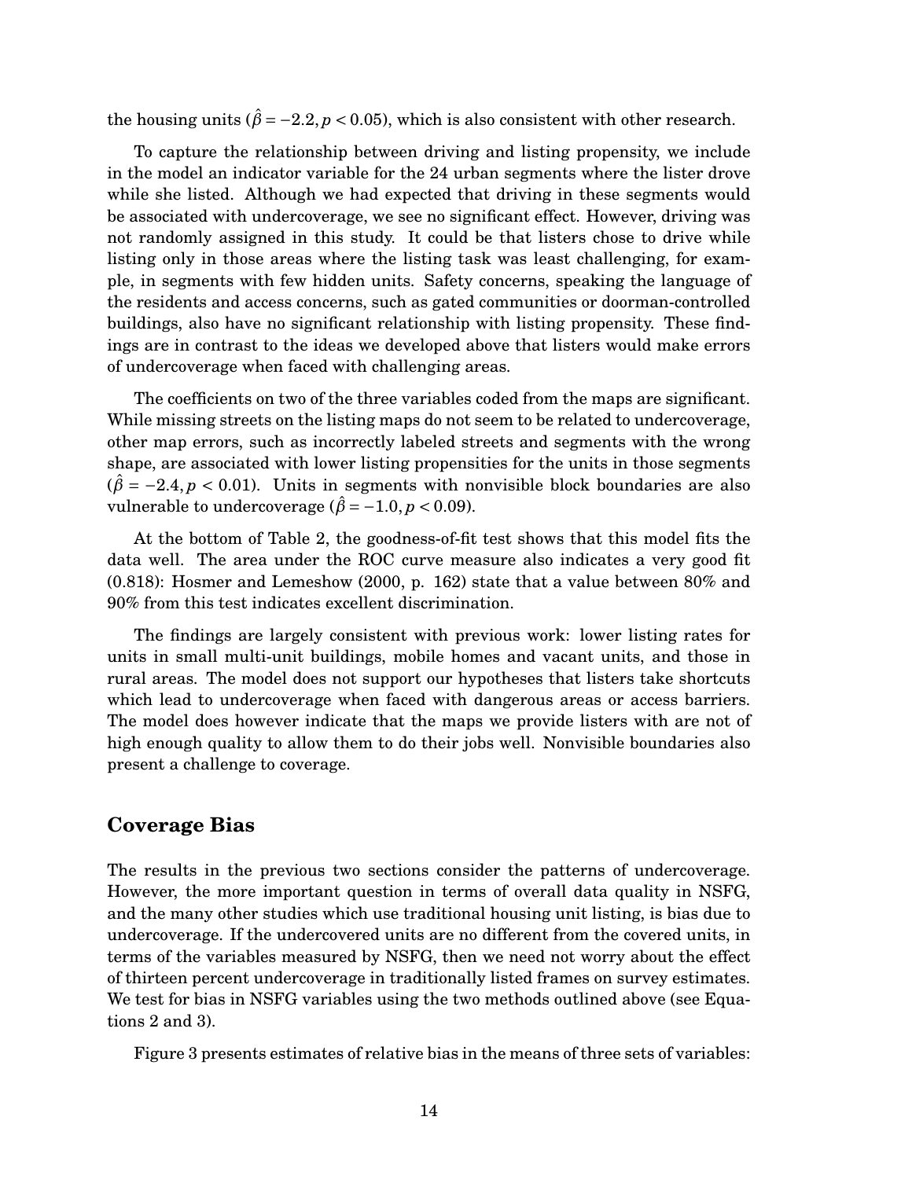the housing units ($\hat{\beta} = -2.2, p < 0.05$), which is also consistent with other research.

To capture the relationship between driving and listing propensity, we include in the model an indicator variable for the 24 urban segments where the lister drove while she listed. Although we had expected that driving in these segments would be associated with undercoverage, we see no significant effect. However, driving was not randomly assigned in this study. It could be that listers chose to drive while listing only in those areas where the listing task was least challenging, for example, in segments with few hidden units. Safety concerns, speaking the language of the residents and access concerns, such as gated communities or doorman-controlled buildings, also have no significant relationship with listing propensity. These findings are in contrast to the ideas we developed above that listers would make errors of undercoverage when faced with challenging areas.

The coefficients on two of the three variables coded from the maps are significant. While missing streets on the listing maps do not seem to be related to undercoverage, other map errors, such as incorrectly labeled streets and segments with the wrong shape, are associated with lower listing propensities for the units in those segments ($\hat{\beta} = -2.4, p < 0.01$). Units in segments with nonvisible block boundaries are also vulnerable to undercoverage ($\hat{\beta} = -1.0, p < 0.09$).

At the bottom of Table 2, the goodness-of-fit test shows that this model fits the data well. The area under the ROC curve measure also indicates a very good fit (0.818): Hosmer and Lemeshow (2000, p. 162) state that a value between 80% and 90% from this test indicates excellent discrimination.

The findings are largely consistent with previous work: lower listing rates for units in small multi-unit buildings, mobile homes and vacant units, and those in rural areas. The model does not support our hypotheses that listers take shortcuts which lead to undercoverage when faced with dangerous areas or access barriers. The model does however indicate that the maps we provide listers with are not of high enough quality to allow them to do their jobs well. Nonvisible boundaries also present a challenge to coverage.

## Coverage Bias

The results in the previous two sections consider the patterns of undercoverage. However, the more important question in terms of overall data quality in NSFG, and the many other studies which use traditional housing unit listing, is bias due to undercoverage. If the undercovered units are no different from the covered units, in terms of the variables measured by NSFG, then we need not worry about the effect of thirteen percent undercoverage in traditionally listed frames on survey estimates. We test for bias in NSFG variables using the two methods outlined above (see Equations 2 and 3).

Figure 3 presents estimates of relative bias in the means of three sets of variables: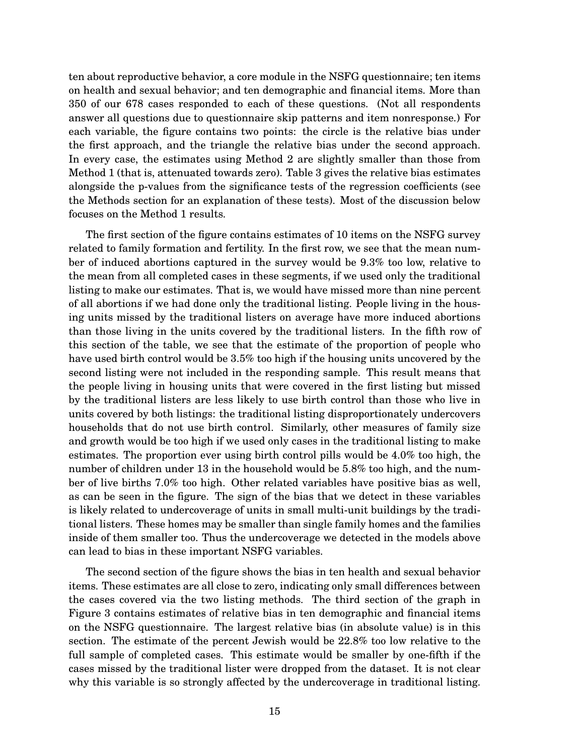ten about reproductive behavior, a core module in the NSFG questionnaire; ten items on health and sexual behavior; and ten demographic and financial items. More than 350 of our 678 cases responded to each of these questions. (Not all respondents answer all questions due to questionnaire skip patterns and item nonresponse.) For each variable, the figure contains two points: the circle is the relative bias under the first approach, and the triangle the relative bias under the second approach. In every case, the estimates using Method 2 are slightly smaller than those from Method 1 (that is, attenuated towards zero). Table 3 gives the relative bias estimates alongside the p-values from the significance tests of the regression coefficients (see the Methods section for an explanation of these tests). Most of the discussion below focuses on the Method 1 results.

The first section of the figure contains estimates of 10 items on the NSFG survey related to family formation and fertility. In the first row, we see that the mean number of induced abortions captured in the survey would be 9.3% too low, relative to the mean from all completed cases in these segments, if we used only the traditional listing to make our estimates. That is, we would have missed more than nine percent of all abortions if we had done only the traditional listing. People living in the housing units missed by the traditional listers on average have more induced abortions than those living in the units covered by the traditional listers. In the fifth row of this section of the table, we see that the estimate of the proportion of people who have used birth control would be 3.5% too high if the housing units uncovered by the second listing were not included in the responding sample. This result means that the people living in housing units that were covered in the first listing but missed by the traditional listers are less likely to use birth control than those who live in units covered by both listings: the traditional listing disproportionately undercovers households that do not use birth control. Similarly, other measures of family size and growth would be too high if we used only cases in the traditional listing to make estimates. The proportion ever using birth control pills would be 4.0% too high, the number of children under 13 in the household would be 5.8% too high, and the number of live births 7.0% too high. Other related variables have positive bias as well, as can be seen in the figure. The sign of the bias that we detect in these variables is likely related to undercoverage of units in small multi-unit buildings by the traditional listers. These homes may be smaller than single family homes and the families inside of them smaller too. Thus the undercoverage we detected in the models above can lead to bias in these important NSFG variables.

The second section of the figure shows the bias in ten health and sexual behavior items. These estimates are all close to zero, indicating only small differences between the cases covered via the two listing methods. The third section of the graph in Figure 3 contains estimates of relative bias in ten demographic and financial items on the NSFG questionnaire. The largest relative bias (in absolute value) is in this section. The estimate of the percent Jewish would be 22.8% too low relative to the full sample of completed cases. This estimate would be smaller by one-fifth if the cases missed by the traditional lister were dropped from the dataset. It is not clear why this variable is so strongly affected by the undercoverage in traditional listing.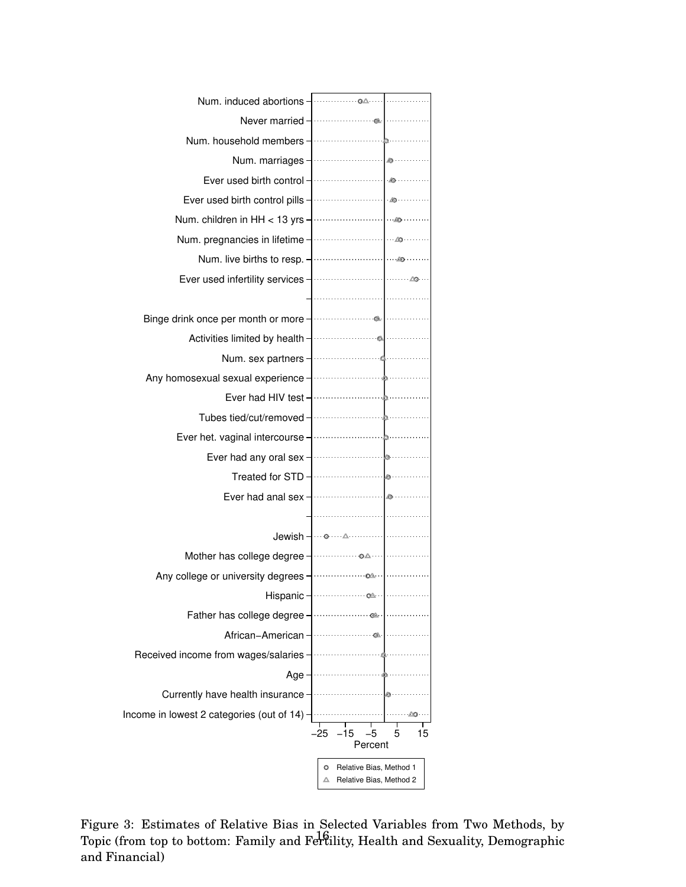Figure 3: Estimates of Relative Bias in Selected Variables from Two Methods, by Topic (from top to bottom: Family and Fertility, Health and Sexuality, Demographic and Financial)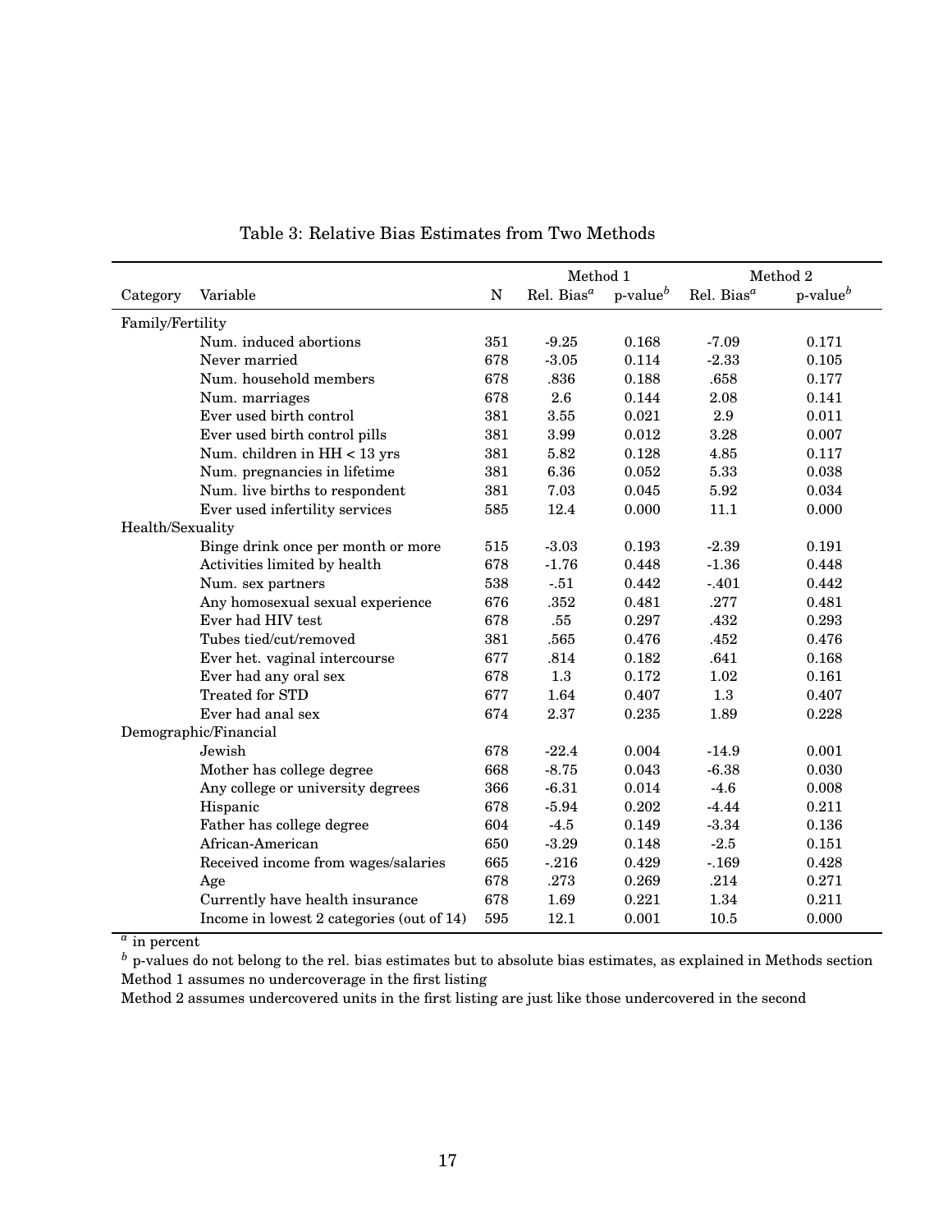Table 3: Relative Bias Estimates from Two Methods

| Category | Variable | N | Method 1 | | Method 2 | |
|---|---|---|---|---|---|---|
| | | | Rel. Bias[a] | p-value[b] | Rel. Bias[a] | p-value[b] |
| Family/Fertility | | | | | | |
| | Num. induced abortions | 351 | -9.25 | 0.168 | -7.09 | 0.171 |
| | Never married | 678 | -3.05 | 0.114 | -2.33 | 0.105 |
| | Num. household members | 678 | .836 | 0.188 | .658 | 0.177 |
| | Num. marriages | 678 | 2.6 | 0.144 | 2.08 | 0.141 |
| | Ever used birth control | 381 | 3.55 | 0.021 | 2.9 | 0.011 |
| | Ever used birth control pills | 381 | 3.99 | 0.012 | 3.28 | 0.007 |
| | Num. children in HH < 13 yrs | 381 | 5.82 | 0.128 | 4.85 | 0.117 |
| | Num. pregnancies in lifetime | 381 | 6.36 | 0.052 | 5.33 | 0.038 |
| | Num. live births to respondent | 381 | 7.03 | 0.045 | 5.92 | 0.034 |
| | Ever used infertility services | 585 | 12.4 | 0.000 | 11.1 | 0.000 |
| Health/Sexuality | | | | | | |
| | Binge drink once per month or more | 515 | -3.03 | 0.193 | -2.39 | 0.191 |
| | Activities limited by health | 678 | -1.76 | 0.448 | -1.36 | 0.448 |
| | Num. sex partners | 538 | -.51 | 0.442 | -.401 | 0.442 |
| | Any homosexual sexual experience | 676 | .352 | 0.481 | .277 | 0.481 |
| | Ever had HIV test | 678 | .55 | 0.297 | .432 | 0.293 |
| | Tubes tied/cut/removed | 381 | .565 | 0.476 | .452 | 0.476 |
| | Ever het. vaginal intercourse | 677 | .814 | 0.182 | .641 | 0.168 |
| | Ever had any oral sex | 678 | 1.3 | 0.172 | 1.02 | 0.161 |
| | Treated for STD | 677 | 1.64 | 0.407 | 1.3 | 0.407 |
| | Ever had anal sex | 674 | 2.37 | 0.235 | 1.89 | 0.228 |
| Demographic/Financial | | | | | | |
| | Jewish | 678 | -22.4 | 0.004 | -14.9 | 0.001 |
| | Mother has college degree | 668 | -8.75 | 0.043 | -6.38 | 0.030 |
| | Any college or university degrees | 366 | -6.31 | 0.014 | -4.6 | 0.008 |
| | Hispanic | 678 | -5.94 | 0.202 | -4.44 | 0.211 |
| | Father has college degree | 604 | -4.5 | 0.149 | -3.34 | 0.136 |
| | African-American | 650 | -3.29 | 0.148 | -2.5 | 0.151 |
| | Received income from wages/salaries | 665 | -.216 | 0.429 | -.169 | 0.428 |
| | Age | 678 | .273 | 0.269 | .214 | 0.271 |
| | Currently have health insurance | 678 | 1.69 | 0.221 | 1.34 | 0.211 |
| | Income in lowest 2 categories (out of 14) | 595 | 12.1 | 0.001 | 10.5 | 0.000 |

[a] in percent

[b] p-values do not belong to the rel. bias estimates but to absolute bias estimates, as explained in Methods section

Method 1 assumes no undercoverage in the first listing

Method 2 assumes undercovered units in the first listing are just like those undercovered in the second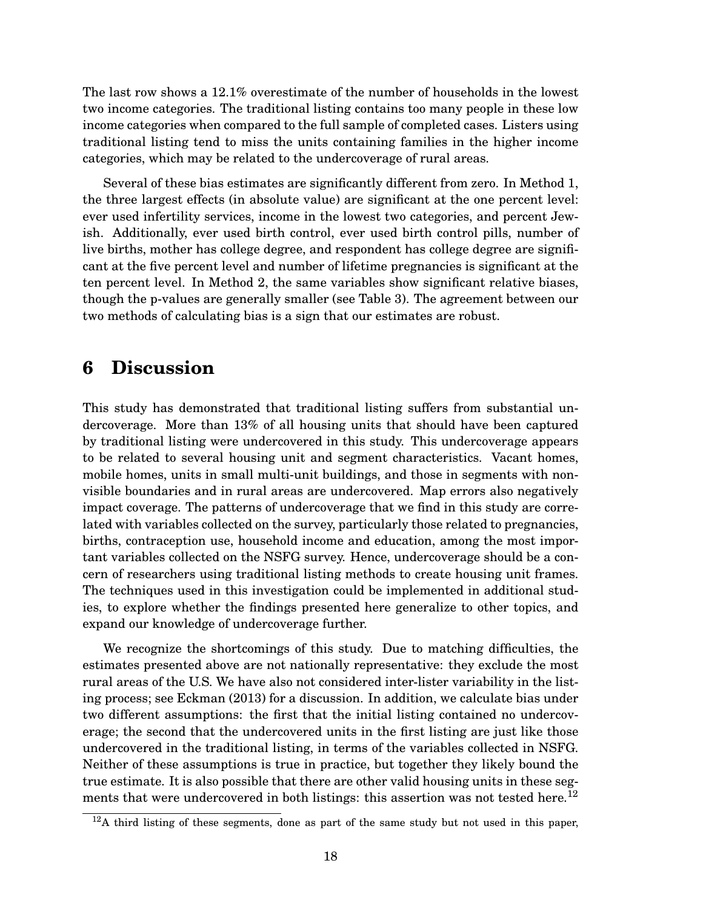The last row shows a 12.1% overestimate of the number of households in the lowest two income categories. The traditional listing contains too many people in these low income categories when compared to the full sample of completed cases. Listers using traditional listing tend to miss the units containing families in the higher income categories, which may be related to the undercoverage of rural areas.

Several of these bias estimates are significantly different from zero. In Method 1, the three largest effects (in absolute value) are significant at the one percent level: ever used infertility services, income in the lowest two categories, and percent Jewish. Additionally, ever used birth control, ever used birth control pills, number of live births, mother has college degree, and respondent has college degree are significant at the five percent level and number of lifetime pregnancies is significant at the ten percent level. In Method 2, the same variables show significant relative biases, though the p-values are generally smaller (see Table 3). The agreement between our two methods of calculating bias is a sign that our estimates are robust.

# 6 Discussion

This study has demonstrated that traditional listing suffers from substantial undercoverage. More than 13% of all housing units that should have been captured by traditional listing were undercovered in this study. This undercoverage appears to be related to several housing unit and segment characteristics. Vacant homes, mobile homes, units in small multi-unit buildings, and those in segments with non-visible boundaries and in rural areas are undercovered. Map errors also negatively impact coverage. The patterns of undercoverage that we find in this study are correlated with variables collected on the survey, particularly those related to pregnancies, births, contraception use, household income and education, among the most important variables collected on the NSFG survey. Hence, undercoverage should be a concern of researchers using traditional listing methods to create housing unit frames. The techniques used in this investigation could be implemented in additional studies, to explore whether the findings presented here generalize to other topics, and expand our knowledge of undercoverage further.

We recognize the shortcomings of this study. Due to matching difficulties, the estimates presented above are not nationally representative: they exclude the most rural areas of the U.S. We have also not considered inter-lister variability in the listing process; see Eckman (2013) for a discussion. In addition, we calculate bias under two different assumptions: the first that the initial listing contained no undercoverage; the second that the undercovered units in the first listing are just like those undercovered in the traditional listing, in terms of the variables collected in NSFG. Neither of these assumptions is true in practice, but together they likely bound the true estimate. It is also possible that there are other valid housing units in these segments that were undercovered in both listings: this assertion was not tested here.[12]

[12] A third listing of these segments, done as part of the same study but not used in this paper,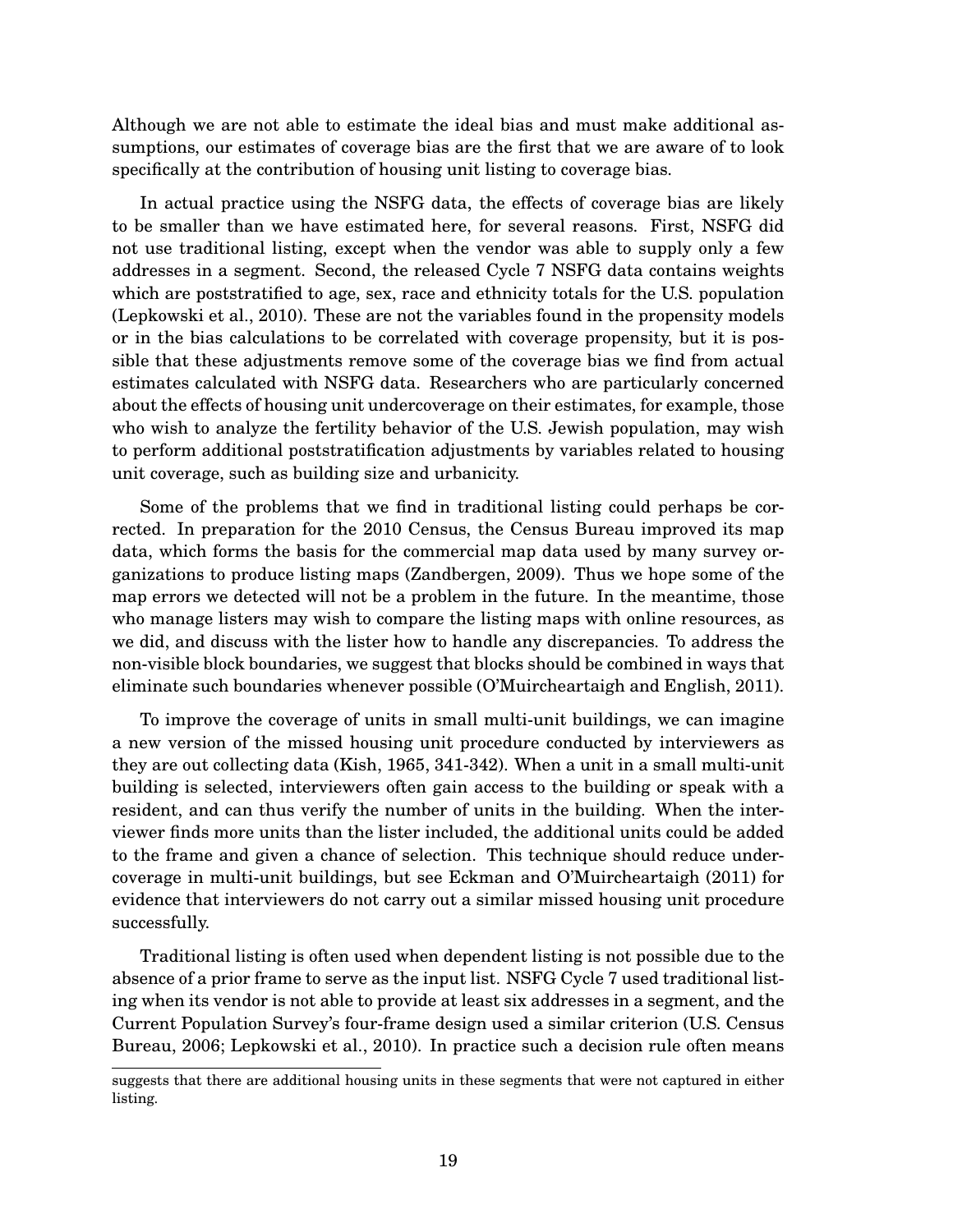Although we are not able to estimate the ideal bias and must make additional assumptions, our estimates of coverage bias are the first that we are aware of to look specifically at the contribution of housing unit listing to coverage bias.

In actual practice using the NSFG data, the effects of coverage bias are likely to be smaller than we have estimated here, for several reasons. First, NSFG did not use traditional listing, except when the vendor was able to supply only a few addresses in a segment. Second, the released Cycle 7 NSFG data contains weights which are poststratified to age, sex, race and ethnicity totals for the U.S. population (Lepkowski et al., 2010). These are not the variables found in the propensity models or in the bias calculations to be correlated with coverage propensity, but it is possible that these adjustments remove some of the coverage bias we find from actual estimates calculated with NSFG data. Researchers who are particularly concerned about the effects of housing unit undercoverage on their estimates, for example, those who wish to analyze the fertility behavior of the U.S. Jewish population, may wish to perform additional poststratification adjustments by variables related to housing unit coverage, such as building size and urbanicity.

Some of the problems that we find in traditional listing could perhaps be corrected. In preparation for the 2010 Census, the Census Bureau improved its map data, which forms the basis for the commercial map data used by many survey organizations to produce listing maps (Zandbergen, 2009). Thus we hope some of the map errors we detected will not be a problem in the future. In the meantime, those who manage listers may wish to compare the listing maps with online resources, as we did, and discuss with the lister how to handle any discrepancies. To address the non-visible block boundaries, we suggest that blocks should be combined in ways that eliminate such boundaries whenever possible (O'Muircheartaigh and English, 2011).

To improve the coverage of units in small multi-unit buildings, we can imagine a new version of the missed housing unit procedure conducted by interviewers as they are out collecting data (Kish, 1965, 341-342). When a unit in a small multi-unit building is selected, interviewers often gain access to the building or speak with a resident, and can thus verify the number of units in the building. When the interviewer finds more units than the lister included, the additional units could be added to the frame and given a chance of selection. This technique should reduce undercoverage in multi-unit buildings, but see Eckman and O'Muircheartaigh (2011) for evidence that interviewers do not carry out a similar missed housing unit procedure successfully.

Traditional listing is often used when dependent listing is not possible due to the absence of a prior frame to serve as the input list. NSFG Cycle 7 used traditional listing when its vendor is not able to provide at least six addresses in a segment, and the Current Population Survey's four-frame design used a similar criterion (U.S. Census Bureau, 2006; Lepkowski et al., 2010). In practice such a decision rule often means

suggests that there are additional housing units in these segments that were not captured in either listing.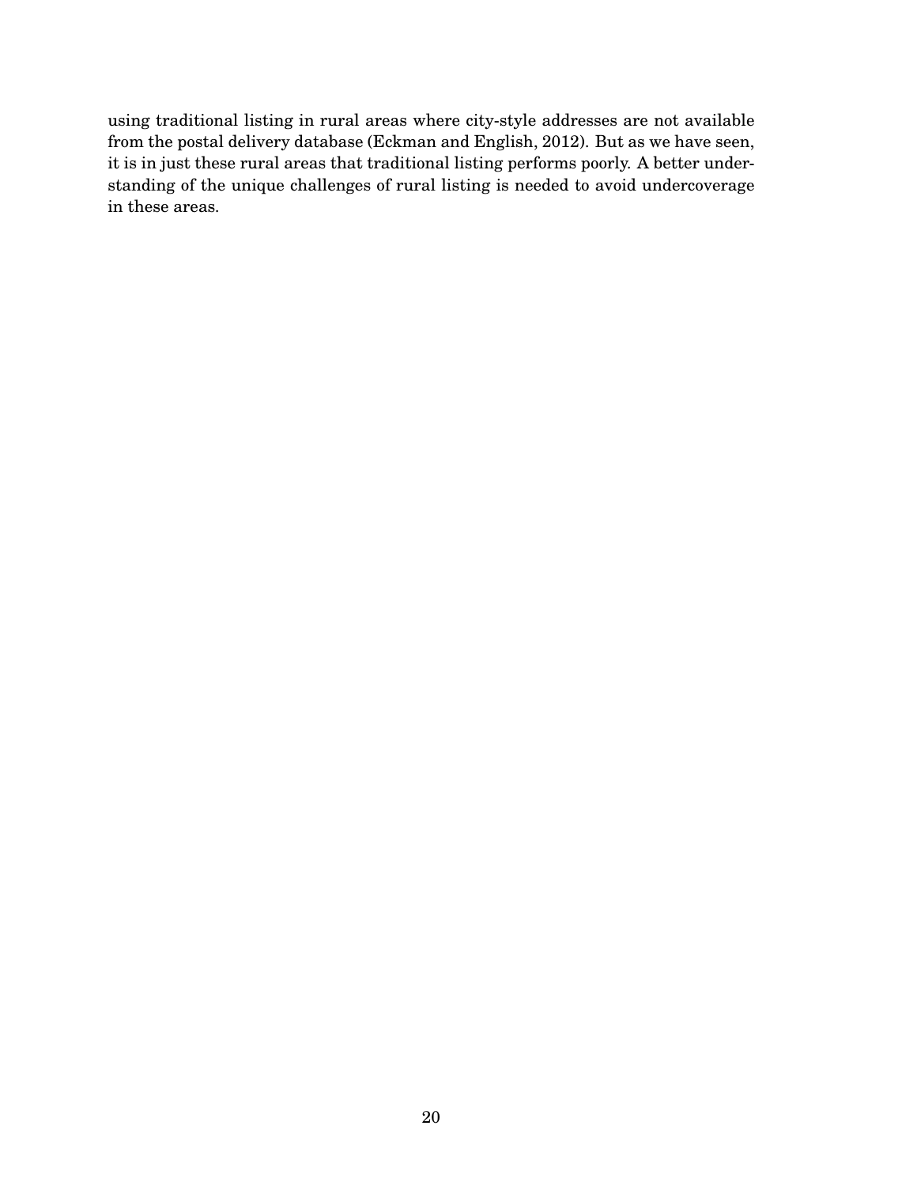using traditional listing in rural areas where city-style addresses are not available from the postal delivery database (Eckman and English, 2012). But as we have seen, it is in just these rural areas that traditional listing performs poorly. A better understanding of the unique challenges of rural listing is needed to avoid undercoverage in these areas.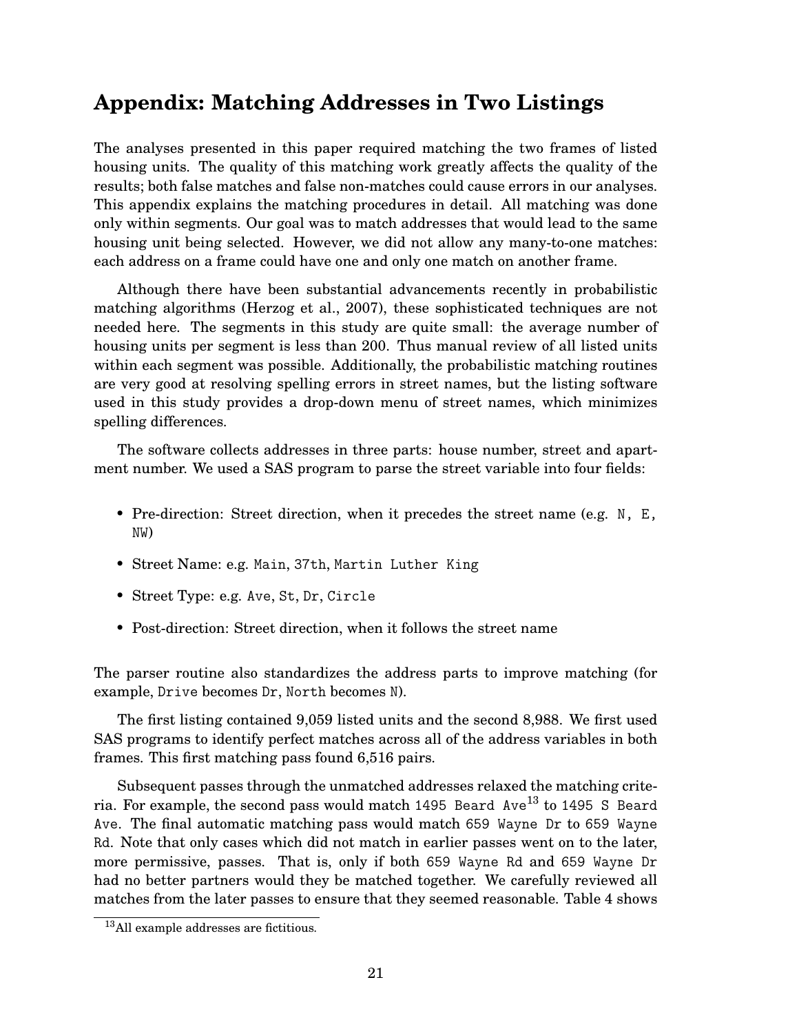## Appendix: Matching Addresses in Two Listings

The analyses presented in this paper required matching the two frames of listed housing units. The quality of this matching work greatly affects the quality of the results; both false matches and false non-matches could cause errors in our analyses. This appendix explains the matching procedures in detail. All matching was done only within segments. Our goal was to match addresses that would lead to the same housing unit being selected. However, we did not allow any many-to-one matches: each address on a frame could have one and only one match on another frame.

Although there have been substantial advancements recently in probabilistic matching algorithms (Herzog et al., 2007), these sophisticated techniques are not needed here. The segments in this study are quite small: the average number of housing units per segment is less than 200. Thus manual review of all listed units within each segment was possible. Additionally, the probabilistic matching routines are very good at resolving spelling errors in street names, but the listing software used in this study provides a drop-down menu of street names, which minimizes spelling differences.

The software collects addresses in three parts: house number, street and apartment number. We used a SAS program to parse the street variable into four fields:

- Pre-direction: Street direction, when it precedes the street name (e.g. `N`, `E`, `NW`)
- Street Name: e.g. `Main`, `37th`, `Martin Luther King`
- Street Type: e.g. `Ave`, `St`, `Dr`, `Circle`
- Post-direction: Street direction, when it follows the street name

The parser routine also standardizes the address parts to improve matching (for example, `Drive` becomes `Dr`, `North` becomes `N`).

The first listing contained 9,059 listed units and the second 8,988. We first used SAS programs to identify perfect matches across all of the address variables in both frames. This first matching pass found 6,516 pairs.

Subsequent passes through the unmatched addresses relaxed the matching criteria. For example, the second pass would match `1495 Beard Ave`[13] to `1495 S Beard Ave`. The final automatic matching pass would match `659 Wayne Dr` to `659 Wayne Rd`. Note that only cases which did not match in earlier passes went on to the later, more permissive, passes. That is, only if both `659 Wayne Rd` and `659 Wayne Dr` had no better partners would they be matched together. We carefully reviewed all matches from the later passes to ensure that they seemed reasonable. Table 4 shows

[13] All example addresses are fictitious.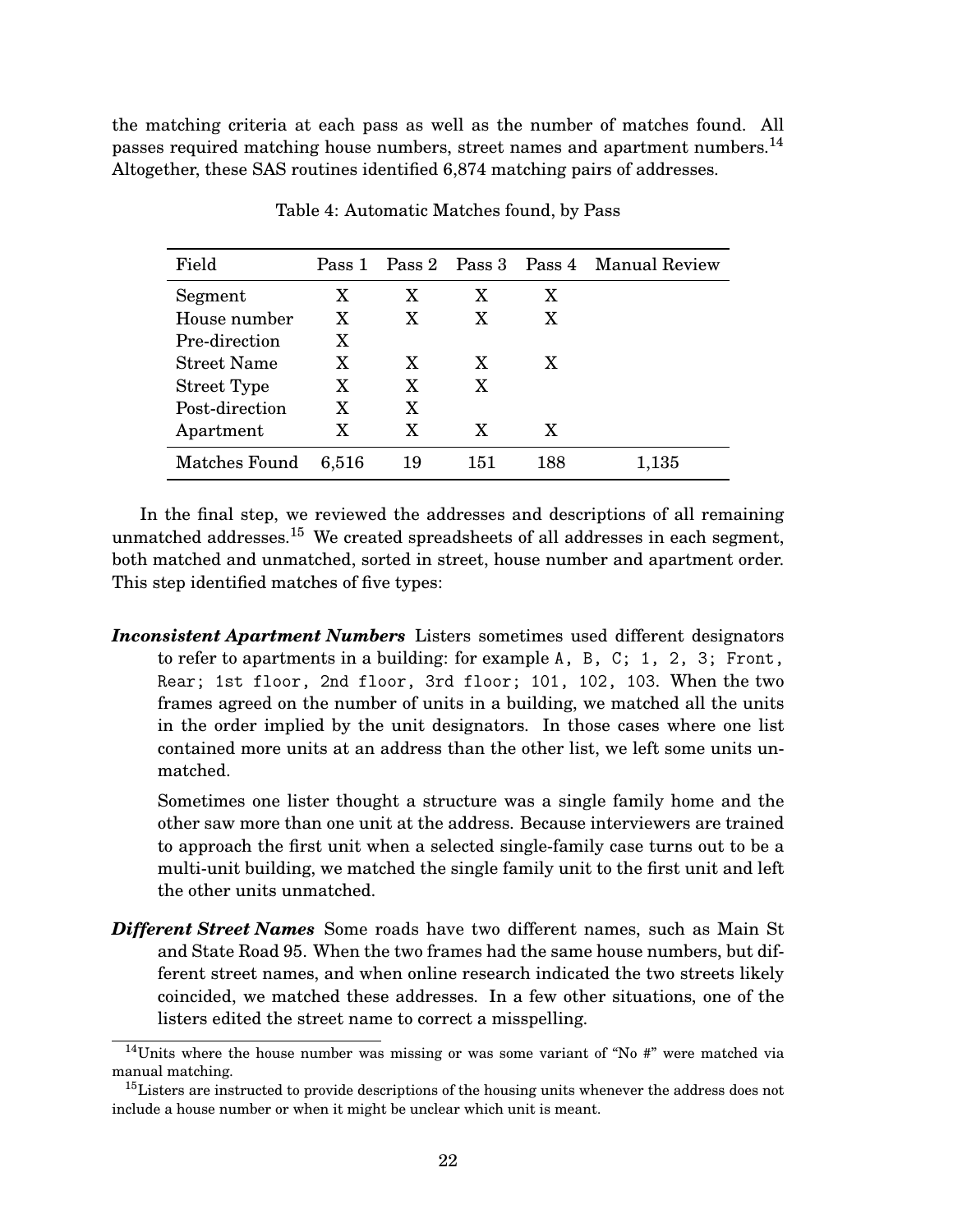the matching criteria at each pass as well as the number of matches found. All passes required matching house numbers, street names and apartment numbers.[14] Altogether, these SAS routines identified 6,874 matching pairs of addresses.

Table 4: Automatic Matches found, by Pass

| Field | Pass 1 | Pass 2 | Pass 3 | Pass 4 | Manual Review |
|---|---|---|---|---|---|
| Segment | X | X | X | X | |
| House number | X | X | X | X | |
| Pre-direction | X | | | | |
| Street Name | X | X | X | X | |
| Street Type | X | X | X | | |
| Post-direction | X | X | | | |
| Apartment | X | X | X | X | |
| Matches Found | 6,516 | 19 | 151 | 188 | 1,135 |

In the final step, we reviewed the addresses and descriptions of all remaining unmatched addresses.[15] We created spreadsheets of all addresses in each segment, both matched and unmatched, sorted in street, house number and apartment order. This step identified matches of five types:

***Inconsistent Apartment Numbers*** Listers sometimes used different designators to refer to apartments in a building: for example `A, B, C; 1, 2, 3; Front, Rear; 1st floor, 2nd floor, 3rd floor; 101, 102, 103`. When the two frames agreed on the number of units in a building, we matched all the units in the order implied by the unit designators. In those cases where one list contained more units at an address than the other list, we left some units unmatched.

Sometimes one lister thought a structure was a single family home and the other saw more than one unit at the address. Because interviewers are trained to approach the first unit when a selected single-family case turns out to be a multi-unit building, we matched the single family unit to the first unit and left the other units unmatched.

***Different Street Names*** Some roads have two different names, such as Main St and State Road 95. When the two frames had the same house numbers, but different street names, and when online research indicated the two streets likely coincided, we matched these addresses. In a few other situations, one of the listers edited the street name to correct a misspelling.

[14] Units where the house number was missing or was some variant of "No #" were matched via manual matching.

[15] Listers are instructed to provide descriptions of the housing units whenever the address does not include a house number or when it might be unclear which unit is meant.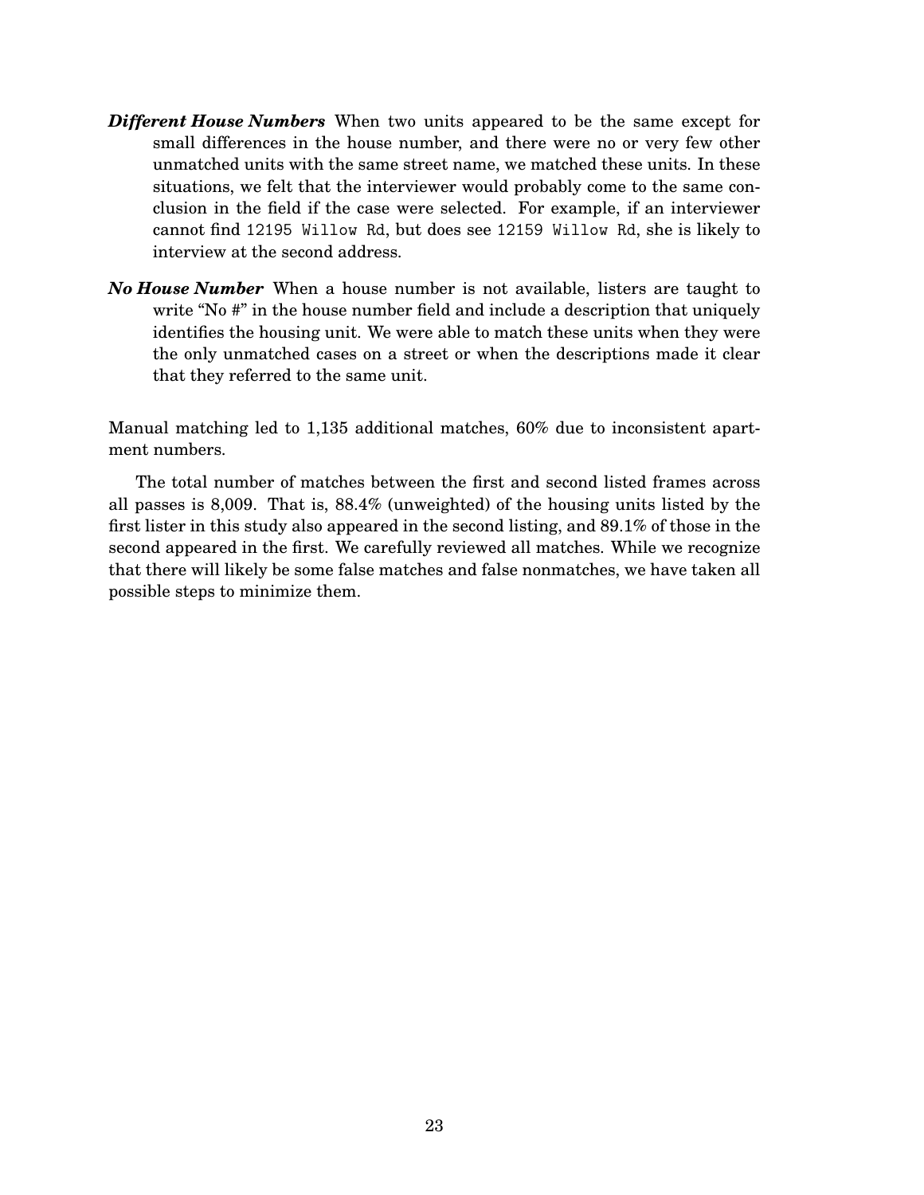***Different House Numbers*** When two units appeared to be the same except for small differences in the house number, and there were no or very few other unmatched units with the same street name, we matched these units. In these situations, we felt that the interviewer would probably come to the same conclusion in the field if the case were selected. For example, if an interviewer cannot find `12195 Willow Rd`, but does see `12159 Willow Rd`, she is likely to interview at the second address.

***No House Number*** When a house number is not available, listers are taught to write "No #" in the house number field and include a description that uniquely identifies the housing unit. We were able to match these units when they were the only unmatched cases on a street or when the descriptions made it clear that they referred to the same unit.

Manual matching led to 1,135 additional matches, 60% due to inconsistent apartment numbers.

The total number of matches between the first and second listed frames across all passes is 8,009. That is, 88.4% (unweighted) of the housing units listed by the first lister in this study also appeared in the second listing, and 89.1% of those in the second appeared in the first. We carefully reviewed all matches. While we recognize that there will likely be some false matches and false nonmatches, we have taken all possible steps to minimize them.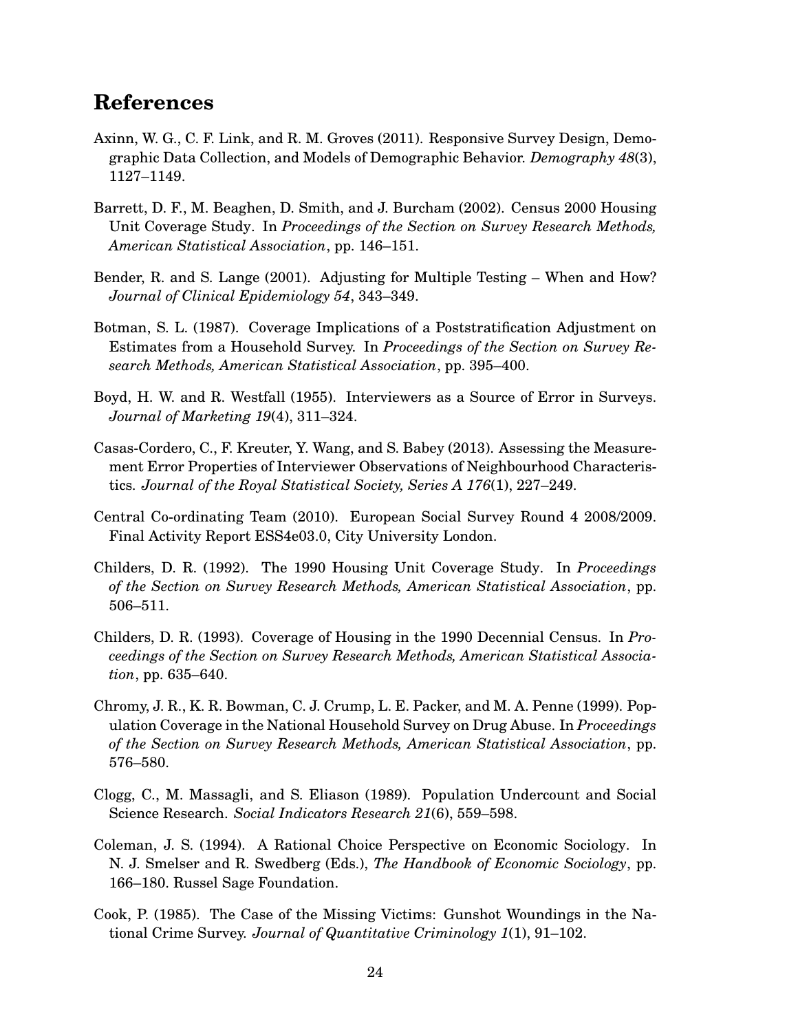## References

Axinn, W. G., C. F. Link, and R. M. Groves (2011). Responsive Survey Design, Demographic Data Collection, and Models of Demographic Behavior. *Demography 48*(3), 1127–1149.

Barrett, D. F., M. Beaghen, D. Smith, and J. Burcham (2002). Census 2000 Housing Unit Coverage Study. In *Proceedings of the Section on Survey Research Methods, American Statistical Association*, pp. 146–151.

Bender, R. and S. Lange (2001). Adjusting for Multiple Testing – When and How? *Journal of Clinical Epidemiology 54*, 343–349.

Botman, S. L. (1987). Coverage Implications of a Poststratification Adjustment on Estimates from a Household Survey. In *Proceedings of the Section on Survey Research Methods, American Statistical Association*, pp. 395–400.

Boyd, H. W. and R. Westfall (1955). Interviewers as a Source of Error in Surveys. *Journal of Marketing 19*(4), 311–324.

Casas-Cordero, C., F. Kreuter, Y. Wang, and S. Babey (2013). Assessing the Measurement Error Properties of Interviewer Observations of Neighbourhood Characteristics. *Journal of the Royal Statistical Society, Series A 176*(1), 227–249.

Central Co-ordinating Team (2010). European Social Survey Round 4 2008/2009. Final Activity Report ESS4e03.0, City University London.

Childers, D. R. (1992). The 1990 Housing Unit Coverage Study. In *Proceedings of the Section on Survey Research Methods, American Statistical Association*, pp. 506–511.

Childers, D. R. (1993). Coverage of Housing in the 1990 Decennial Census. In *Proceedings of the Section on Survey Research Methods, American Statistical Association*, pp. 635–640.

Chromy, J. R., K. R. Bowman, C. J. Crump, L. E. Packer, and M. A. Penne (1999). Population Coverage in the National Household Survey on Drug Abuse. In *Proceedings of the Section on Survey Research Methods, American Statistical Association*, pp. 576–580.

Clogg, C., M. Massagli, and S. Eliason (1989). Population Undercount and Social Science Research. *Social Indicators Research 21*(6), 559–598.

Coleman, J. S. (1994). A Rational Choice Perspective on Economic Sociology. In N. J. Smelser and R. Swedberg (Eds.), *The Handbook of Economic Sociology*, pp. 166–180. Russel Sage Foundation.

Cook, P. (1985). The Case of the Missing Victims: Gunshot Woundings in the National Crime Survey. *Journal of Quantitative Criminology 1*(1), 91–102.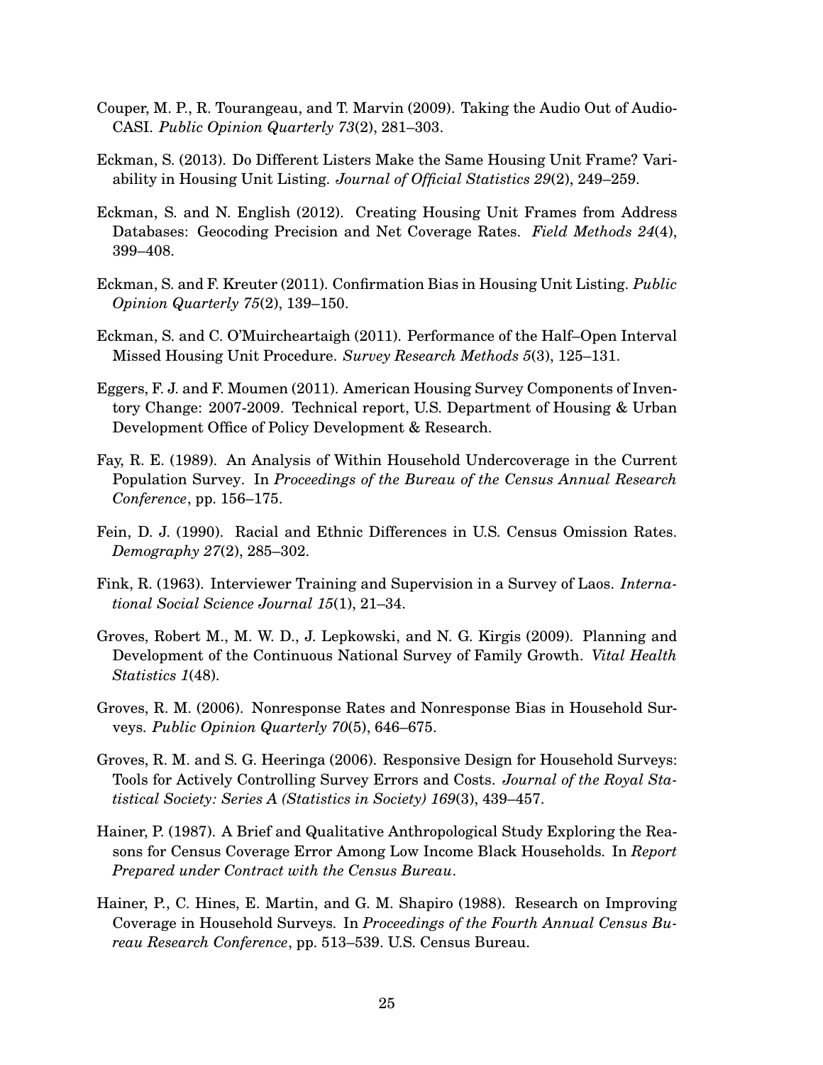Couper, M. P., R. Tourangeau, and T. Marvin (2009). Taking the Audio Out of Audio-CASI. *Public Opinion Quarterly 73*(2), 281–303.

Eckman, S. (2013). Do Different Listers Make the Same Housing Unit Frame? Variability in Housing Unit Listing. *Journal of Official Statistics 29*(2), 249–259.

Eckman, S. and N. English (2012). Creating Housing Unit Frames from Address Databases: Geocoding Precision and Net Coverage Rates. *Field Methods 24*(4), 399–408.

Eckman, S. and F. Kreuter (2011). Confirmation Bias in Housing Unit Listing. *Public Opinion Quarterly 75*(2), 139–150.

Eckman, S. and C. O'Muircheartaigh (2011). Performance of the Half–Open Interval Missed Housing Unit Procedure. *Survey Research Methods 5*(3), 125–131.

Eggers, F. J. and F. Moumen (2011). American Housing Survey Components of Inventory Change: 2007-2009. Technical report, U.S. Department of Housing & Urban Development Office of Policy Development & Research.

Fay, R. E. (1989). An Analysis of Within Household Undercoverage in the Current Population Survey. In *Proceedings of the Bureau of the Census Annual Research Conference*, pp. 156–175.

Fein, D. J. (1990). Racial and Ethnic Differences in U.S. Census Omission Rates. *Demography 27*(2), 285–302.

Fink, R. (1963). Interviewer Training and Supervision in a Survey of Laos. *International Social Science Journal 15*(1), 21–34.

Groves, Robert M., M. W. D., J. Lepkowski, and N. G. Kirgis (2009). Planning and Development of the Continuous National Survey of Family Growth. *Vital Health Statistics 1*(48).

Groves, R. M. (2006). Nonresponse Rates and Nonresponse Bias in Household Surveys. *Public Opinion Quarterly 70*(5), 646–675.

Groves, R. M. and S. G. Heeringa (2006). Responsive Design for Household Surveys: Tools for Actively Controlling Survey Errors and Costs. *Journal of the Royal Statistical Society: Series A (Statistics in Society) 169*(3), 439–457.

Hainer, P. (1987). A Brief and Qualitative Anthropological Study Exploring the Reasons for Census Coverage Error Among Low Income Black Households. In *Report Prepared under Contract with the Census Bureau*.

Hainer, P., C. Hines, E. Martin, and G. M. Shapiro (1988). Research on Improving Coverage in Household Surveys. In *Proceedings of the Fourth Annual Census Bureau Research Conference*, pp. 513–539. U.S. Census Bureau.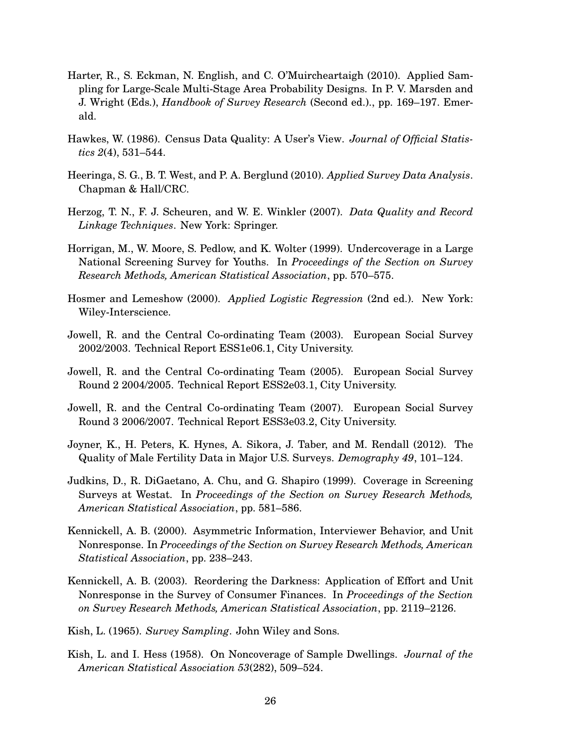Harter, R., S. Eckman, N. English, and C. O'Muircheartaigh (2010). Applied Sampling for Large-Scale Multi-Stage Area Probability Designs. In P. V. Marsden and J. Wright (Eds.), *Handbook of Survey Research* (Second ed.)., pp. 169–197. Emerald.

Hawkes, W. (1986). Census Data Quality: A User's View. *Journal of Official Statistics 2*(4), 531–544.

Heeringa, S. G., B. T. West, and P. A. Berglund (2010). *Applied Survey Data Analysis*. Chapman & Hall/CRC.

Herzog, T. N., F. J. Scheuren, and W. E. Winkler (2007). *Data Quality and Record Linkage Techniques*. New York: Springer.

Horrigan, M., W. Moore, S. Pedlow, and K. Wolter (1999). Undercoverage in a Large National Screening Survey for Youths. In *Proceedings of the Section on Survey Research Methods, American Statistical Association*, pp. 570–575.

Hosmer and Lemeshow (2000). *Applied Logistic Regression* (2nd ed.). New York: Wiley-Interscience.

Jowell, R. and the Central Co-ordinating Team (2003). European Social Survey 2002/2003. Technical Report ESS1e06.1, City University.

Jowell, R. and the Central Co-ordinating Team (2005). European Social Survey Round 2 2004/2005. Technical Report ESS2e03.1, City University.

Jowell, R. and the Central Co-ordinating Team (2007). European Social Survey Round 3 2006/2007. Technical Report ESS3e03.2, City University.

Joyner, K., H. Peters, K. Hynes, A. Sikora, J. Taber, and M. Rendall (2012). The Quality of Male Fertility Data in Major U.S. Surveys. *Demography 49*, 101–124.

Judkins, D., R. DiGaetano, A. Chu, and G. Shapiro (1999). Coverage in Screening Surveys at Westat. In *Proceedings of the Section on Survey Research Methods, American Statistical Association*, pp. 581–586.

Kennickell, A. B. (2000). Asymmetric Information, Interviewer Behavior, and Unit Nonresponse. In *Proceedings of the Section on Survey Research Methods, American Statistical Association*, pp. 238–243.

Kennickell, A. B. (2003). Reordering the Darkness: Application of Effort and Unit Nonresponse in the Survey of Consumer Finances. In *Proceedings of the Section on Survey Research Methods, American Statistical Association*, pp. 2119–2126.

Kish, L. (1965). *Survey Sampling*. John Wiley and Sons.

Kish, L. and I. Hess (1958). On Noncoverage of Sample Dwellings. *Journal of the American Statistical Association 53*(282), 509–524.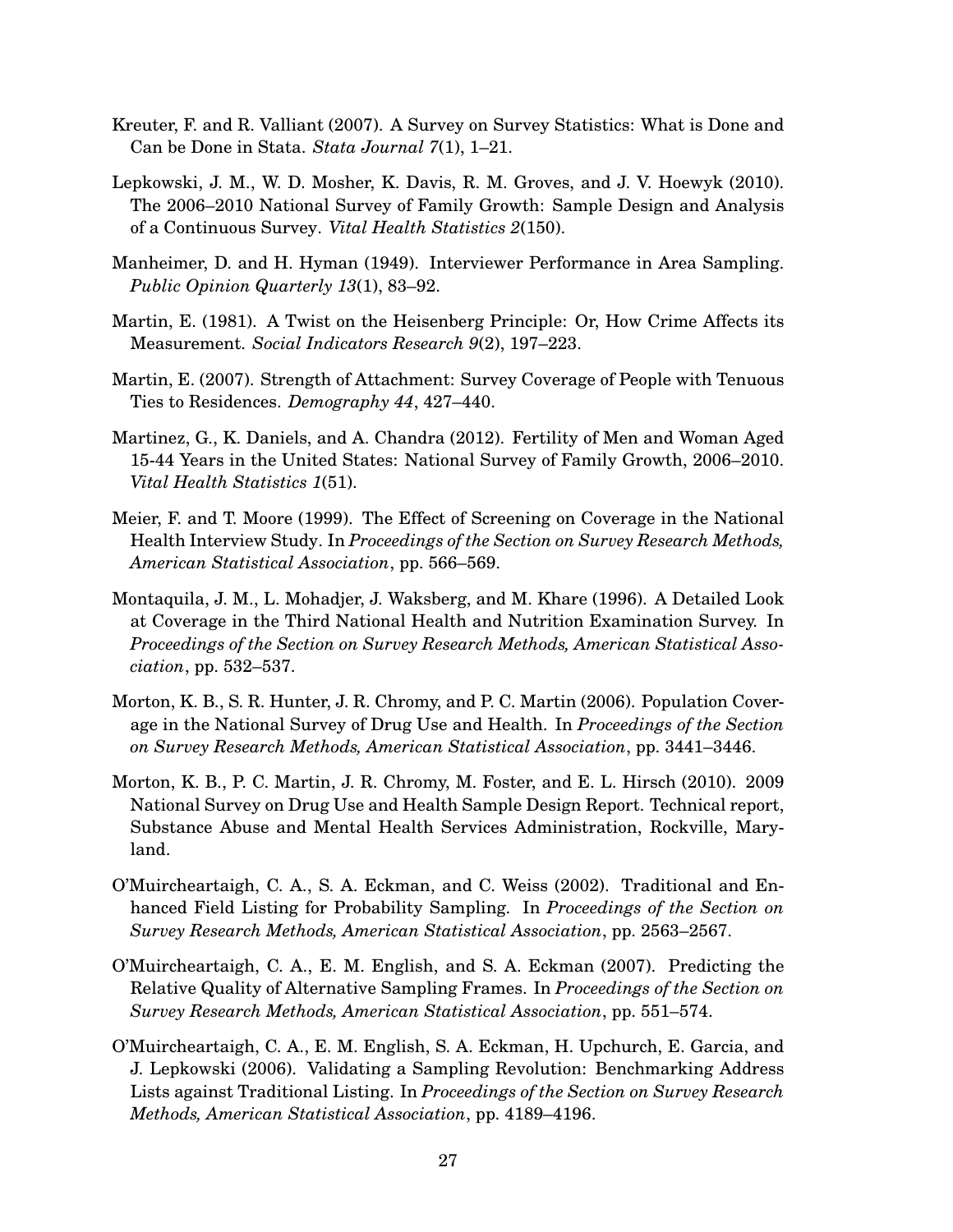Kreuter, F. and R. Valliant (2007). A Survey on Survey Statistics: What is Done and Can be Done in Stata. *Stata Journal 7*(1), 1–21.

Lepkowski, J. M., W. D. Mosher, K. Davis, R. M. Groves, and J. V. Hoewyk (2010). The 2006–2010 National Survey of Family Growth: Sample Design and Analysis of a Continuous Survey. *Vital Health Statistics 2*(150).

Manheimer, D. and H. Hyman (1949). Interviewer Performance in Area Sampling. *Public Opinion Quarterly 13*(1), 83–92.

Martin, E. (1981). A Twist on the Heisenberg Principle: Or, How Crime Affects its Measurement. *Social Indicators Research 9*(2), 197–223.

Martin, E. (2007). Strength of Attachment: Survey Coverage of People with Tenuous Ties to Residences. *Demography 44*, 427–440.

Martinez, G., K. Daniels, and A. Chandra (2012). Fertility of Men and Woman Aged 15-44 Years in the United States: National Survey of Family Growth, 2006–2010. *Vital Health Statistics 1*(51).

Meier, F. and T. Moore (1999). The Effect of Screening on Coverage in the National Health Interview Study. In *Proceedings of the Section on Survey Research Methods, American Statistical Association*, pp. 566–569.

Montaquila, J. M., L. Mohadjer, J. Waksberg, and M. Khare (1996). A Detailed Look at Coverage in the Third National Health and Nutrition Examination Survey. In *Proceedings of the Section on Survey Research Methods, American Statistical Association*, pp. 532–537.

Morton, K. B., S. R. Hunter, J. R. Chromy, and P. C. Martin (2006). Population Coverage in the National Survey of Drug Use and Health. In *Proceedings of the Section on Survey Research Methods, American Statistical Association*, pp. 3441–3446.

Morton, K. B., P. C. Martin, J. R. Chromy, M. Foster, and E. L. Hirsch (2010). 2009 National Survey on Drug Use and Health Sample Design Report. Technical report, Substance Abuse and Mental Health Services Administration, Rockville, Maryland.

O'Muircheartaigh, C. A., S. A. Eckman, and C. Weiss (2002). Traditional and Enhanced Field Listing for Probability Sampling. In *Proceedings of the Section on Survey Research Methods, American Statistical Association*, pp. 2563–2567.

O'Muircheartaigh, C. A., E. M. English, and S. A. Eckman (2007). Predicting the Relative Quality of Alternative Sampling Frames. In *Proceedings of the Section on Survey Research Methods, American Statistical Association*, pp. 551–574.

O'Muircheartaigh, C. A., E. M. English, S. A. Eckman, H. Upchurch, E. Garcia, and J. Lepkowski (2006). Validating a Sampling Revolution: Benchmarking Address Lists against Traditional Listing. In *Proceedings of the Section on Survey Research Methods, American Statistical Association*, pp. 4189–4196.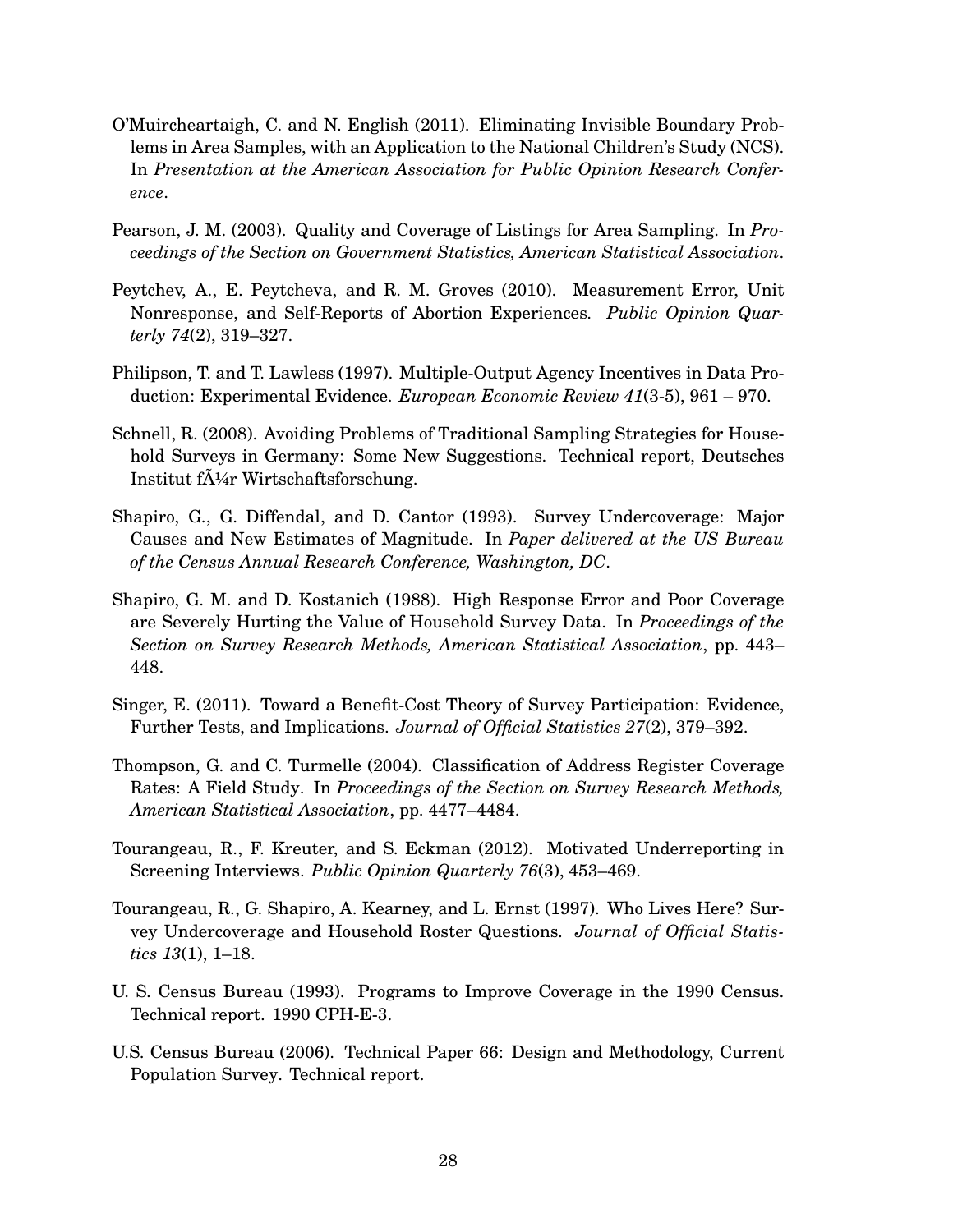O'Muircheartaigh, C. and N. English (2011). Eliminating Invisible Boundary Problems in Area Samples, with an Application to the National Children's Study (NCS). In *Presentation at the American Association for Public Opinion Research Conference*.

Pearson, J. M. (2003). Quality and Coverage of Listings for Area Sampling. In *Proceedings of the Section on Government Statistics, American Statistical Association*.

Peytchev, A., E. Peytcheva, and R. M. Groves (2010). Measurement Error, Unit Nonresponse, and Self-Reports of Abortion Experiences. *Public Opinion Quarterly 74*(2), 319–327.

Philipson, T. and T. Lawless (1997). Multiple-Output Agency Incentives in Data Production: Experimental Evidence. *European Economic Review 41*(3-5), 961 – 970.

Schnell, R. (2008). Avoiding Problems of Traditional Sampling Strategies for Household Surveys in Germany: Some New Suggestions. Technical report, Deutsches Institut fÃ¼r Wirtschaftsforschung.

Shapiro, G., G. Diffendal, and D. Cantor (1993). Survey Undercoverage: Major Causes and New Estimates of Magnitude. In *Paper delivered at the US Bureau of the Census Annual Research Conference, Washington, DC*.

Shapiro, G. M. and D. Kostanich (1988). High Response Error and Poor Coverage are Severely Hurting the Value of Household Survey Data. In *Proceedings of the Section on Survey Research Methods, American Statistical Association*, pp. 443–448.

Singer, E. (2011). Toward a Benefit-Cost Theory of Survey Participation: Evidence, Further Tests, and Implications. *Journal of Official Statistics 27*(2), 379–392.

Thompson, G. and C. Turmelle (2004). Classification of Address Register Coverage Rates: A Field Study. In *Proceedings of the Section on Survey Research Methods, American Statistical Association*, pp. 4477–4484.

Tourangeau, R., F. Kreuter, and S. Eckman (2012). Motivated Underreporting in Screening Interviews. *Public Opinion Quarterly 76*(3), 453–469.

Tourangeau, R., G. Shapiro, A. Kearney, and L. Ernst (1997). Who Lives Here? Survey Undercoverage and Household Roster Questions. *Journal of Official Statistics 13*(1), 1–18.

U. S. Census Bureau (1993). Programs to Improve Coverage in the 1990 Census. Technical report. 1990 CPH-E-3.

U.S. Census Bureau (2006). Technical Paper 66: Design and Methodology, Current Population Survey. Technical report.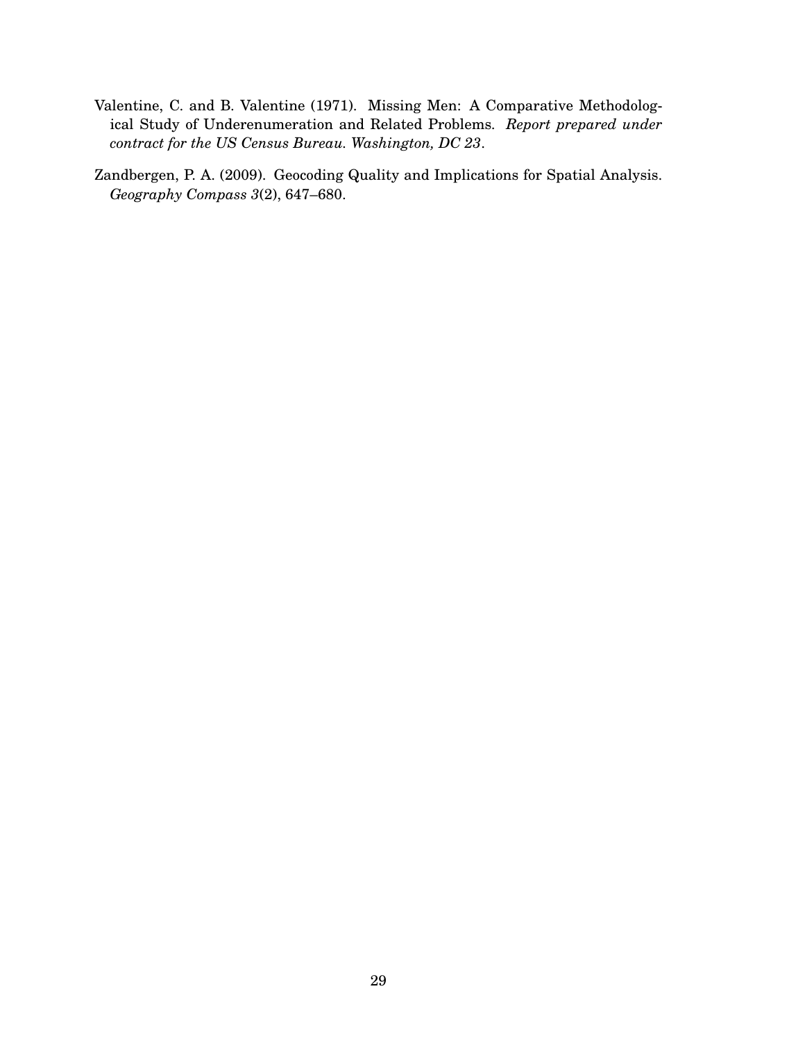Valentine, C. and B. Valentine (1971). Missing Men: A Comparative Methodological Study of Underenumeration and Related Problems. *Report prepared under contract for the US Census Bureau. Washington, DC 23*.

Zandbergen, P. A. (2009). Geocoding Quality and Implications for Spatial Analysis. *Geography Compass 3*(2), 647–680.